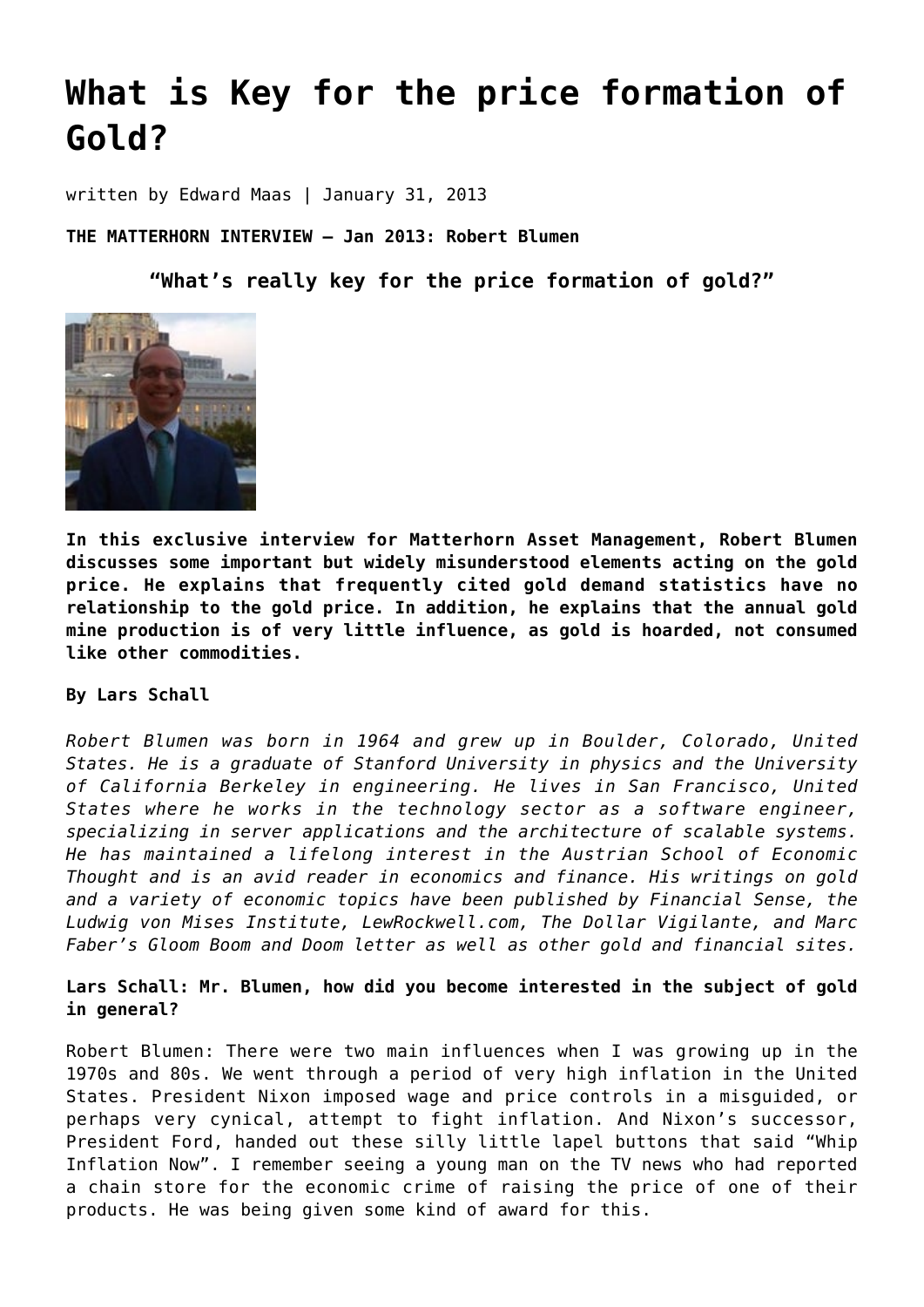# What is Key for the price formation of Gold?

written by Edward Maas | January 31, 2013

**THE MATTERHORN INTERVIEW – Jan 2013: Robert Blumen**

**"What's really key for the price formation of gold?"**

**In this exclusive interview for Matterhorn Asset Management, Robert Blumen discusses some important but widely misunderstood elements acting on the gold price. He explains that frequently cited gold demand statistics have no relationship to the gold price. In addition, he explains that the annual gold mine production is of very little influence, as gold is hoarded, not consumed like other commodities.**

**By Lars Schall**

*Robert Blumen was born in 1964 and grew up in Boulder, Colorado, United States. He is a graduate of Stanford University in physics and the University of California Berkeley in engineering. He lives in San Francisco, United States where he works in the technology sector as a software engineer, specializing in server applications and the architecture of scalable systems. He has maintained a lifelong interest in the Austrian School of Economic Thought and is an avid reader in economics and finance. His writings on gold and a variety of economic topics have been published by Financial Sense, the Ludwig von Mises Institute, LewRockwell.com, The Dollar Vigilante, and Marc Faber's Gloom Boom and Doom letter as well as other gold and financial sites.*

**Lars Schall: Mr. Blumen, how did you become interested in the subject of gold in general?**

Robert Blumen: There were two main influences when I was growing up in the 1970s and 80s. We went through a period of very high inflation in the United States. President Nixon imposed wage and price controls in a misguided, or perhaps very cynical, attempt to fight inflation. And Nixon's successor, President Ford, handed out these silly little lapel buttons that said "Whip Inflation Now". I remember seeing a young man on the TV news who had reported a chain store for the economic crime of raising the price of one of their products. He was being given some kind of award for this.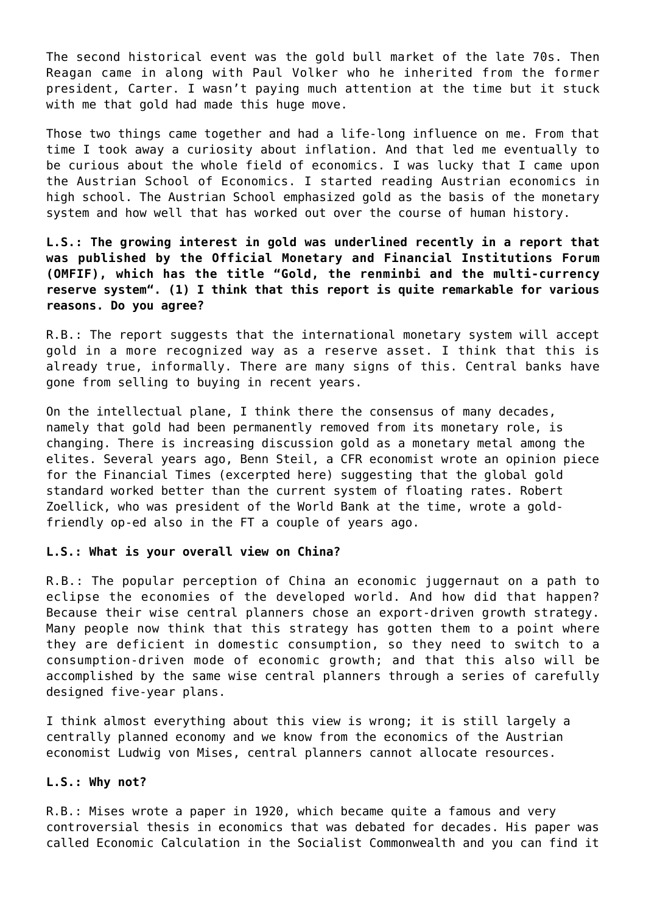The second historical event was the gold bull market of the late 70s. Then Reagan came in along with Paul Volker who he inherited from the former president, Carter. I wasn't paying much attention at the time but it stuck with me that gold had made this huge move.

Those two things came together and had a life-long influence on me. From that time I took away a curiosity about inflation. And that led me eventually to be curious about the whole field of economics. I was lucky that I came upon the Austrian School of Economics. I started reading Austrian economics in high school. The Austrian School emphasized gold as the basis of the monetary system and how well that has worked out over the course of human history.

**L.S.: The growing interest in gold was underlined recently in a report that was published by the Official Monetary and Financial Institutions Forum (OMFIF), which has the title "Gold, the renminbi and the multi-currency reserve system". (1) I think that this report is quite remarkable for various reasons. Do you agree?**

R.B.: The report suggests that the international monetary system will accept gold in a more recognized way as a reserve asset. I think that this is already true, informally. There are many signs of this. Central banks have gone from selling to buying in recent years.

On the intellectual plane, I think there the consensus of many decades, namely that gold had been permanently removed from its monetary role, is changing. There is increasing discussion gold as a monetary metal among the elites. Several years ago, Benn Steil, a CFR economist wrote an opinion piece for the Financial Times (excerpted here) suggesting that the global gold standard worked better than the current system of floating rates. Robert Zoellick, who was president of the World Bank at the time, wrote a gold-friendly op-ed also in the FT a couple of years ago.

**L.S.: What is your overall view on China?**

R.B.: The popular perception of China an economic juggernaut on a path to eclipse the economies of the developed world. And how did that happen? Because their wise central planners chose an export-driven growth strategy. Many people now think that this strategy has gotten them to a point where they are deficient in domestic consumption, so they need to switch to a consumption-driven mode of economic growth; and that this also will be accomplished by the same wise central planners through a series of carefully designed five-year plans.

I think almost everything about this view is wrong; it is still largely a centrally planned economy and we know from the economics of the Austrian economist Ludwig von Mises, central planners cannot allocate resources.

**L.S.: Why not?**

R.B.: Mises wrote a paper in 1920, which became quite a famous and very controversial thesis in economics that was debated for decades. His paper was called Economic Calculation in the Socialist Commonwealth and you can find it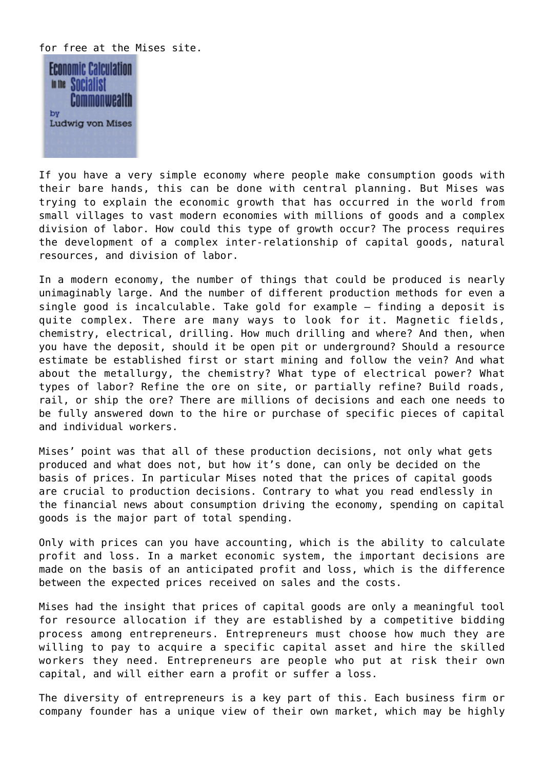for free at the Mises site.

If you have a very simple economy where people make consumption goods with their bare hands, this can be done with central planning. But Mises was trying to explain the economic growth that has occurred in the world from small villages to vast modern economies with millions of goods and a complex division of labor. How could this type of growth occur? The process requires the development of a complex inter-relationship of capital goods, natural resources, and division of labor.

In a modern economy, the number of things that could be produced is nearly unimaginably large. And the number of different production methods for even a single good is incalculable. Take gold for example – finding a deposit is quite complex. There are many ways to look for it. Magnetic fields, chemistry, electrical, drilling. How much drilling and where? And then, when you have the deposit, should it be open pit or underground? Should a resource estimate be established first or start mining and follow the vein? And what about the metallurgy, the chemistry? What type of electrical power? What types of labor? Refine the ore on site, or partially refine? Build roads, rail, or ship the ore? There are millions of decisions and each one needs to be fully answered down to the hire or purchase of specific pieces of capital and individual workers.

Mises' point was that all of these production decisions, not only what gets produced and what does not, but how it's done, can only be decided on the basis of prices. In particular Mises noted that the prices of capital goods are crucial to production decisions. Contrary to what you read endlessly in the financial news about consumption driving the economy, spending on capital goods is the major part of total spending.

Only with prices can you have accounting, which is the ability to calculate profit and loss. In a market economic system, the important decisions are made on the basis of an anticipated profit and loss, which is the difference between the expected prices received on sales and the costs.

Mises had the insight that prices of capital goods are only a meaningful tool for resource allocation if they are established by a competitive bidding process among entrepreneurs. Entrepreneurs must choose how much they are willing to pay to acquire a specific capital asset and hire the skilled workers they need. Entrepreneurs are people who put at risk their own capital, and will either earn a profit or suffer a loss.

The diversity of entrepreneurs is a key part of this. Each business firm or company founder has a unique view of their own market, which may be highly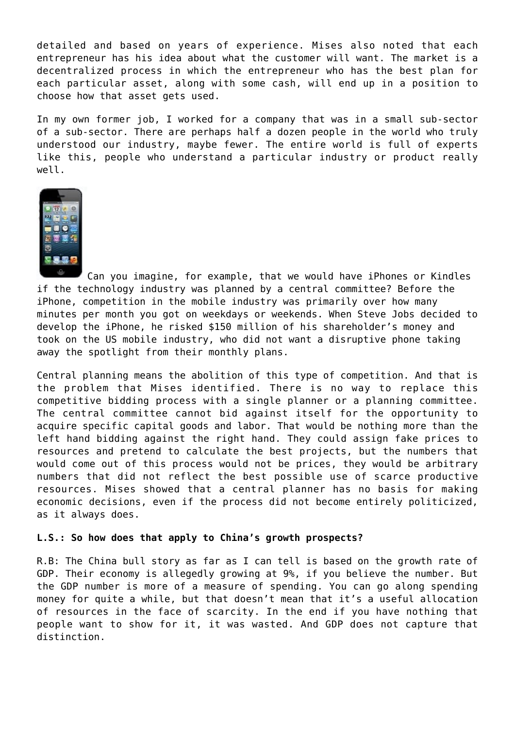detailed and based on years of experience. Mises also noted that each entrepreneur has his idea about what the customer will want. The market is a decentralized process in which the entrepreneur who has the best plan for each particular asset, along with some cash, will end up in a position to choose how that asset gets used.

In my own former job, I worked for a company that was in a small sub-sector of a sub-sector. There are perhaps half a dozen people in the world who truly understood our industry, maybe fewer. The entire world is full of experts like this, people who understand a particular industry or product really well.

Can you imagine, for example, that we would have iPhones or Kindles if the technology industry was planned by a central committee? Before the iPhone, competition in the mobile industry was primarily over how many minutes per month you got on weekdays or weekends. When Steve Jobs decided to develop the iPhone, he risked $150 million of his shareholder's money and took on the US mobile industry, who did not want a disruptive phone taking away the spotlight from their monthly plans.

Central planning means the abolition of this type of competition. And that is the problem that Mises identified. There is no way to replace this competitive bidding process with a single planner or a planning committee. The central committee cannot bid against itself for the opportunity to acquire specific capital goods and labor. That would be nothing more than the left hand bidding against the right hand. They could assign fake prices to resources and pretend to calculate the best projects, but the numbers that would come out of this process would not be prices, they would be arbitrary numbers that did not reflect the best possible use of scarce productive resources. Mises showed that a central planner has no basis for making economic decisions, even if the process did not become entirely politicized, as it always does.

**L.S.: So how does that apply to China's growth prospects?**

R.B: The China bull story as far as I can tell is based on the growth rate of GDP. Their economy is allegedly growing at 9%, if you believe the number. But the GDP number is more of a measure of spending. You can go along spending money for quite a while, but that doesn't mean that it's a useful allocation of resources in the face of scarcity. In the end if you have nothing that people want to show for it, it was wasted. And GDP does not capture that distinction.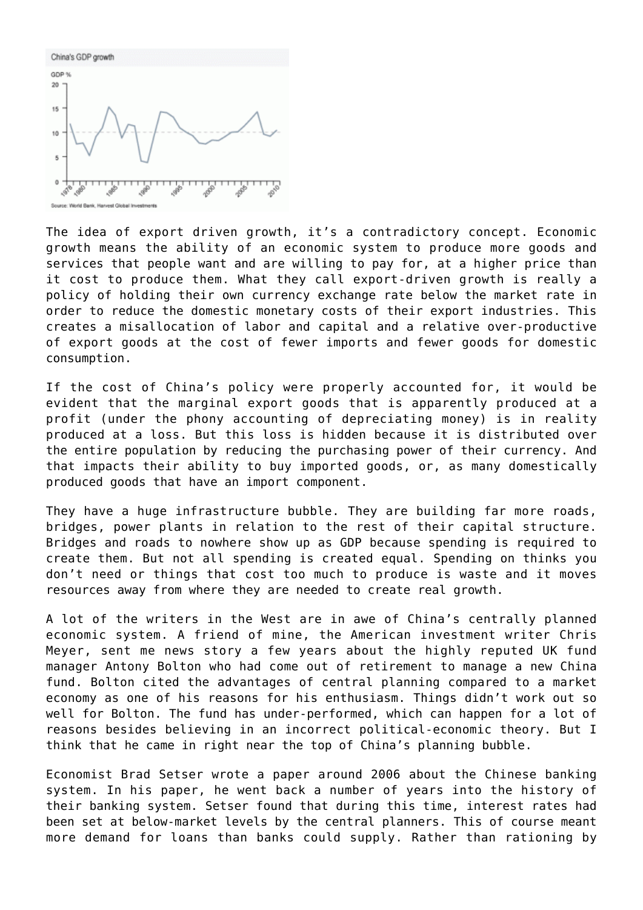The idea of export driven growth, it's a contradictory concept. Economic growth means the ability of an economic system to produce more goods and services that people want and are willing to pay for, at a higher price than it cost to produce them. What they call export-driven growth is really a policy of holding their own currency exchange rate below the market rate in order to reduce the domestic monetary costs of their export industries. This creates a misallocation of labor and capital and a relative over-productive of export goods at the cost of fewer imports and fewer goods for domestic consumption.

If the cost of China's policy were properly accounted for, it would be evident that the marginal export goods that is apparently produced at a profit (under the phony accounting of depreciating money) is in reality produced at a loss. But this loss is hidden because it is distributed over the entire population by reducing the purchasing power of their currency. And that impacts their ability to buy imported goods, or, as many domestically produced goods that have an import component.

They have a huge infrastructure bubble. They are building far more roads, bridges, power plants in relation to the rest of their capital structure. Bridges and roads to nowhere show up as GDP because spending is required to create them. But not all spending is created equal. Spending on thinks you don't need or things that cost too much to produce is waste and it moves resources away from where they are needed to create real growth.

A lot of the writers in the West are in awe of China's centrally planned economic system. A friend of mine, the American investment writer Chris Meyer, sent me news story a few years about the highly reputed UK fund manager Antony Bolton who had come out of retirement to manage a new China fund. Bolton cited the advantages of central planning compared to a market economy as one of his reasons for his enthusiasm. Things didn't work out so well for Bolton. The fund has under-performed, which can happen for a lot of reasons besides believing in an incorrect political-economic theory. But I think that he came in right near the top of China's planning bubble.

Economist Brad Setser wrote a paper around 2006 about the Chinese banking system. In his paper, he went back a number of years into the history of their banking system. Setser found that during this time, interest rates had been set at below-market levels by the central planners. This of course meant more demand for loans than banks could supply. Rather than rationing by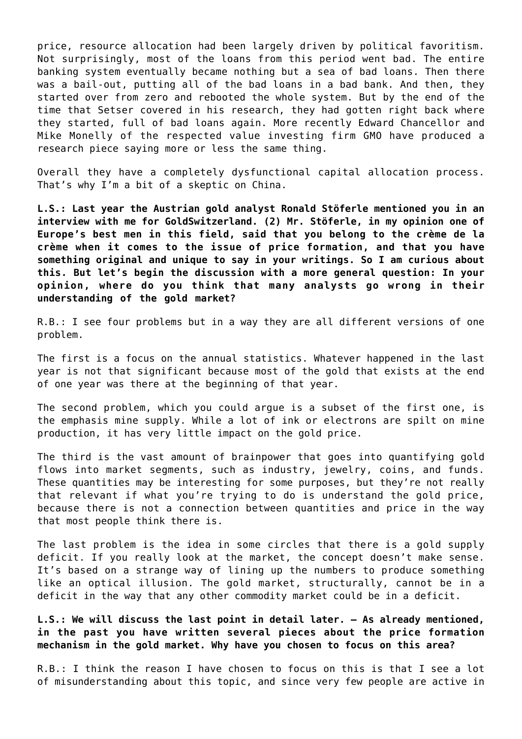price, resource allocation had been largely driven by political favoritism. Not surprisingly, most of the loans from this period went bad. The entire banking system eventually became nothing but a sea of bad loans. Then there was a bail-out, putting all of the bad loans in a bad bank. And then, they started over from zero and rebooted the whole system. But by the end of the time that Setser covered in his research, they had gotten right back where they started, full of bad loans again. More recently Edward Chancellor and Mike Monelly of the respected value investing firm GMO have produced a research piece saying more or less the same thing.

Overall they have a completely dysfunctional capital allocation process. That's why I'm a bit of a skeptic on China.

**L.S.: Last year the Austrian gold analyst Ronald Stöferle mentioned you in an interview with me for GoldSwitzerland. (2) Mr. Stöferle, in my opinion one of Europe's best men in this field, said that you belong to the crème de la crème when it comes to the issue of price formation, and that you have something original and unique to say in your writings. So I am curious about this. But let's begin the discussion with a more general question: In your opinion, where do you think that many analysts go wrong in their understanding of the gold market?**

R.B.: I see four problems but in a way they are all different versions of one problem.

The first is a focus on the annual statistics. Whatever happened in the last year is not that significant because most of the gold that exists at the end of one year was there at the beginning of that year.

The second problem, which you could argue is a subset of the first one, is the emphasis mine supply. While a lot of ink or electrons are spilt on mine production, it has very little impact on the gold price.

The third is the vast amount of brainpower that goes into quantifying gold flows into market segments, such as industry, jewelry, coins, and funds. These quantities may be interesting for some purposes, but they're not really that relevant if what you're trying to do is understand the gold price, because there is not a connection between quantities and price in the way that most people think there is.

The last problem is the idea in some circles that there is a gold supply deficit. If you really look at the market, the concept doesn't make sense. It's based on a strange way of lining up the numbers to produce something like an optical illusion. The gold market, structurally, cannot be in a deficit in the way that any other commodity market could be in a deficit.

**L.S.: We will discuss the last point in detail later. – As already mentioned, in the past you have written several pieces about the price formation mechanism in the gold market. Why have you chosen to focus on this area?**

R.B.: I think the reason I have chosen to focus on this is that I see a lot of misunderstanding about this topic, and since very few people are active in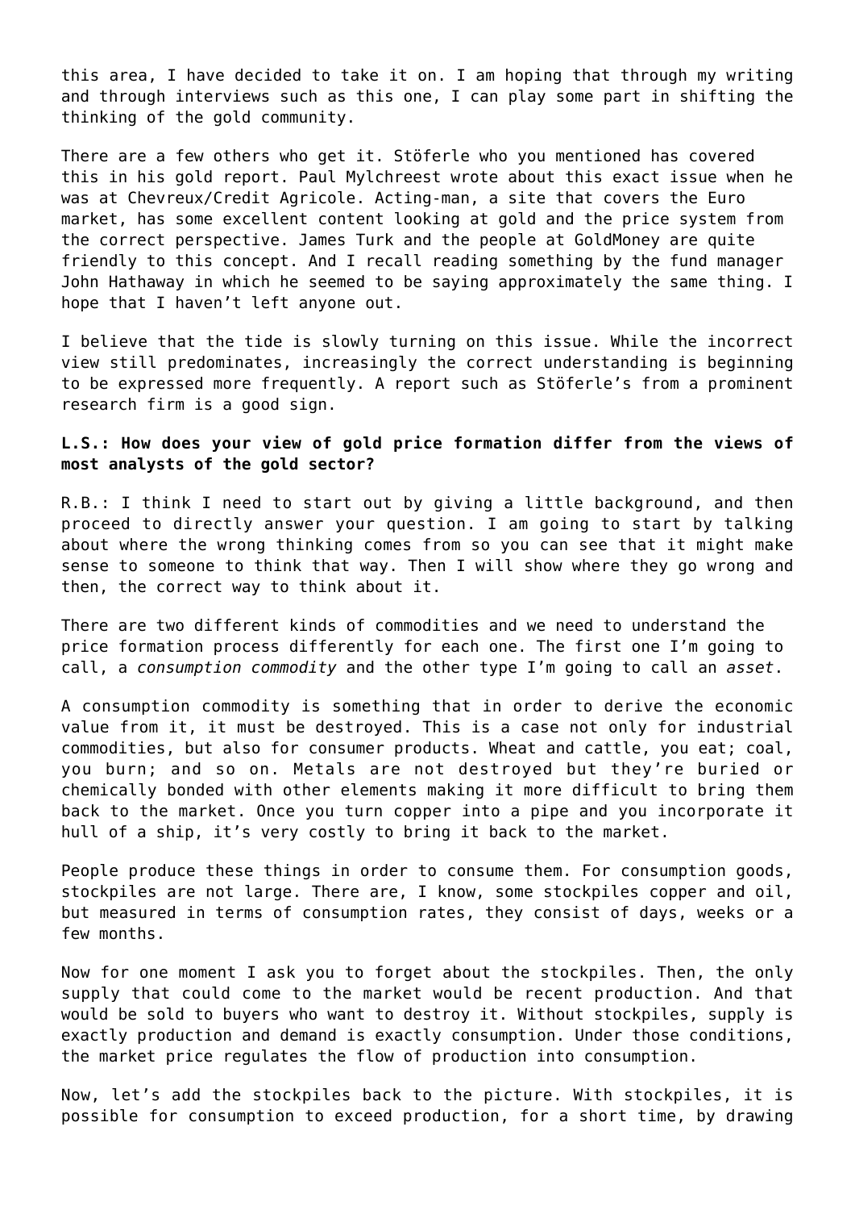this area, I have decided to take it on. I am hoping that through my writing and through interviews such as this one, I can play some part in shifting the thinking of the gold community.

There are a few others who get it. Stöferle who you mentioned has covered this in his gold report. Paul Mylchreest wrote about this exact issue when he was at Chevreux/Credit Agricole. Acting-man, a site that covers the Euro market, has some excellent content looking at gold and the price system from the correct perspective. James Turk and the people at GoldMoney are quite friendly to this concept. And I recall reading something by the fund manager John Hathaway in which he seemed to be saying approximately the same thing. I hope that I haven't left anyone out.

I believe that the tide is slowly turning on this issue. While the incorrect view still predominates, increasingly the correct understanding is beginning to be expressed more frequently. A report such as Stöferle's from a prominent research firm is a good sign.

**L.S.: How does your view of gold price formation differ from the views of most analysts of the gold sector?**

R.B.: I think I need to start out by giving a little background, and then proceed to directly answer your question. I am going to start by talking about where the wrong thinking comes from so you can see that it might make sense to someone to think that way. Then I will show where they go wrong and then, the correct way to think about it.

There are two different kinds of commodities and we need to understand the price formation process differently for each one. The first one I'm going to call, a *consumption commodity* and the other type I'm going to call an *asset*.

A consumption commodity is something that in order to derive the economic value from it, it must be destroyed. This is a case not only for industrial commodities, but also for consumer products. Wheat and cattle, you eat; coal, you burn; and so on. Metals are not destroyed but they're buried or chemically bonded with other elements making it more difficult to bring them back to the market. Once you turn copper into a pipe and you incorporate it hull of a ship, it's very costly to bring it back to the market.

People produce these things in order to consume them. For consumption goods, stockpiles are not large. There are, I know, some stockpiles copper and oil, but measured in terms of consumption rates, they consist of days, weeks or a few months.

Now for one moment I ask you to forget about the stockpiles. Then, the only supply that could come to the market would be recent production. And that would be sold to buyers who want to destroy it. Without stockpiles, supply is exactly production and demand is exactly consumption. Under those conditions, the market price regulates the flow of production into consumption.

Now, let's add the stockpiles back to the picture. With stockpiles, it is possible for consumption to exceed production, for a short time, by drawing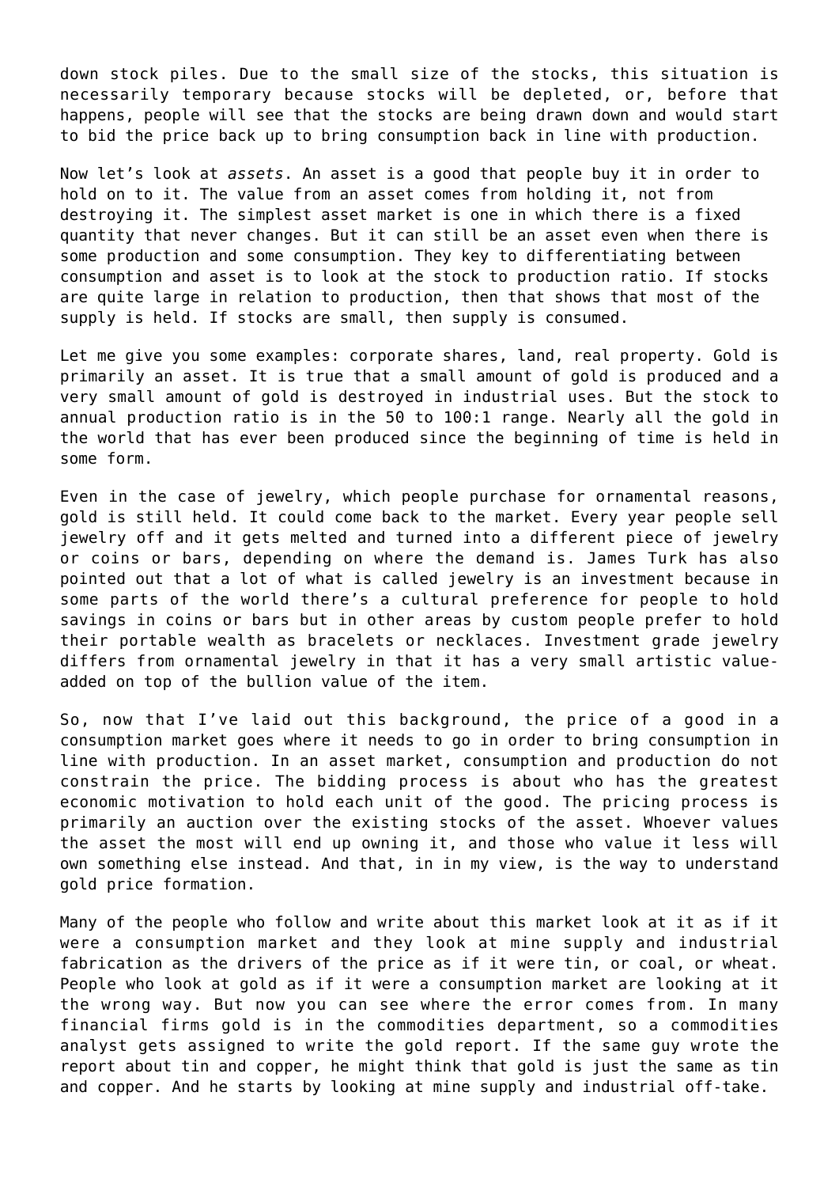down stock piles. Due to the small size of the stocks, this situation is necessarily temporary because stocks will be depleted, or, before that happens, people will see that the stocks are being drawn down and would start to bid the price back up to bring consumption back in line with production.

Now let's look at *assets*. An asset is a good that people buy it in order to hold on to it. The value from an asset comes from holding it, not from destroying it. The simplest asset market is one in which there is a fixed quantity that never changes. But it can still be an asset even when there is some production and some consumption. They key to differentiating between consumption and asset is to look at the stock to production ratio. If stocks are quite large in relation to production, then that shows that most of the supply is held. If stocks are small, then supply is consumed.

Let me give you some examples: corporate shares, land, real property. Gold is primarily an asset. It is true that a small amount of gold is produced and a very small amount of gold is destroyed in industrial uses. But the stock to annual production ratio is in the 50 to 100:1 range. Nearly all the gold in the world that has ever been produced since the beginning of time is held in some form.

Even in the case of jewelry, which people purchase for ornamental reasons, gold is still held. It could come back to the market. Every year people sell jewelry off and it gets melted and turned into a different piece of jewelry or coins or bars, depending on where the demand is. James Turk has also pointed out that a lot of what is called jewelry is an investment because in some parts of the world there's a cultural preference for people to hold savings in coins or bars but in other areas by custom people prefer to hold their portable wealth as bracelets or necklaces. Investment grade jewelry differs from ornamental jewelry in that it has a very small artistic value-added on top of the bullion value of the item.

So, now that I've laid out this background, the price of a good in a consumption market goes where it needs to go in order to bring consumption in line with production. In an asset market, consumption and production do not constrain the price. The bidding process is about who has the greatest economic motivation to hold each unit of the good. The pricing process is primarily an auction over the existing stocks of the asset. Whoever values the asset the most will end up owning it, and those who value it less will own something else instead. And that, in in my view, is the way to understand gold price formation.

Many of the people who follow and write about this market look at it as if it were a consumption market and they look at mine supply and industrial fabrication as the drivers of the price as if it were tin, or coal, or wheat. People who look at gold as if it were a consumption market are looking at it the wrong way. But now you can see where the error comes from. In many financial firms gold is in the commodities department, so a commodities analyst gets assigned to write the gold report. If the same guy wrote the report about tin and copper, he might think that gold is just the same as tin and copper. And he starts by looking at mine supply and industrial off-take.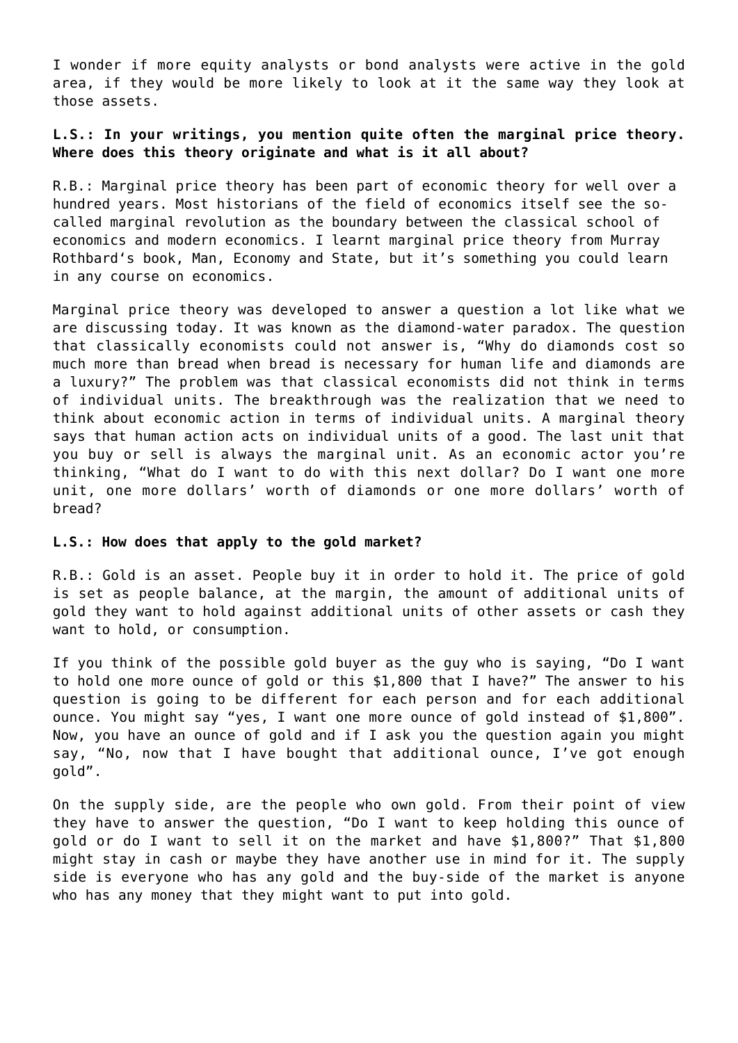I wonder if more equity analysts or bond analysts were active in the gold area, if they would be more likely to look at it the same way they look at those assets.

**L.S.: In your writings, you mention quite often the marginal price theory. Where does this theory originate and what is it all about?**

R.B.: Marginal price theory has been part of economic theory for well over a hundred years. Most historians of the field of economics itself see the so-called marginal revolution as the boundary between the classical school of economics and modern economics. I learnt marginal price theory from Murray Rothbard's book, Man, Economy and State, but it's something you could learn in any course on economics.

Marginal price theory was developed to answer a question a lot like what we are discussing today. It was known as the diamond-water paradox. The question that classically economists could not answer is, "Why do diamonds cost so much more than bread when bread is necessary for human life and diamonds are a luxury?" The problem was that classical economists did not think in terms of individual units. The breakthrough was the realization that we need to think about economic action in terms of individual units. A marginal theory says that human action acts on individual units of a good. The last unit that you buy or sell is always the marginal unit. As an economic actor you're thinking, "What do I want to do with this next dollar? Do I want one more unit, one more dollars' worth of diamonds or one more dollars' worth of bread?

**L.S.: How does that apply to the gold market?**

R.B.: Gold is an asset. People buy it in order to hold it. The price of gold is set as people balance, at the margin, the amount of additional units of gold they want to hold against additional units of other assets or cash they want to hold, or consumption.

If you think of the possible gold buyer as the guy who is saying, "Do I want to hold one more ounce of gold or this $1,800 that I have?" The answer to his question is going to be different for each person and for each additional ounce. You might say "yes, I want one more ounce of gold instead of $1,800". Now, you have an ounce of gold and if I ask you the question again you might say, "No, now that I have bought that additional ounce, I've got enough gold".

On the supply side, are the people who own gold. From their point of view they have to answer the question, "Do I want to keep holding this ounce of gold or do I want to sell it on the market and have $1,800?" That $1,800 might stay in cash or maybe they have another use in mind for it. The supply side is everyone who has any gold and the buy-side of the market is anyone who has any money that they might want to put into gold.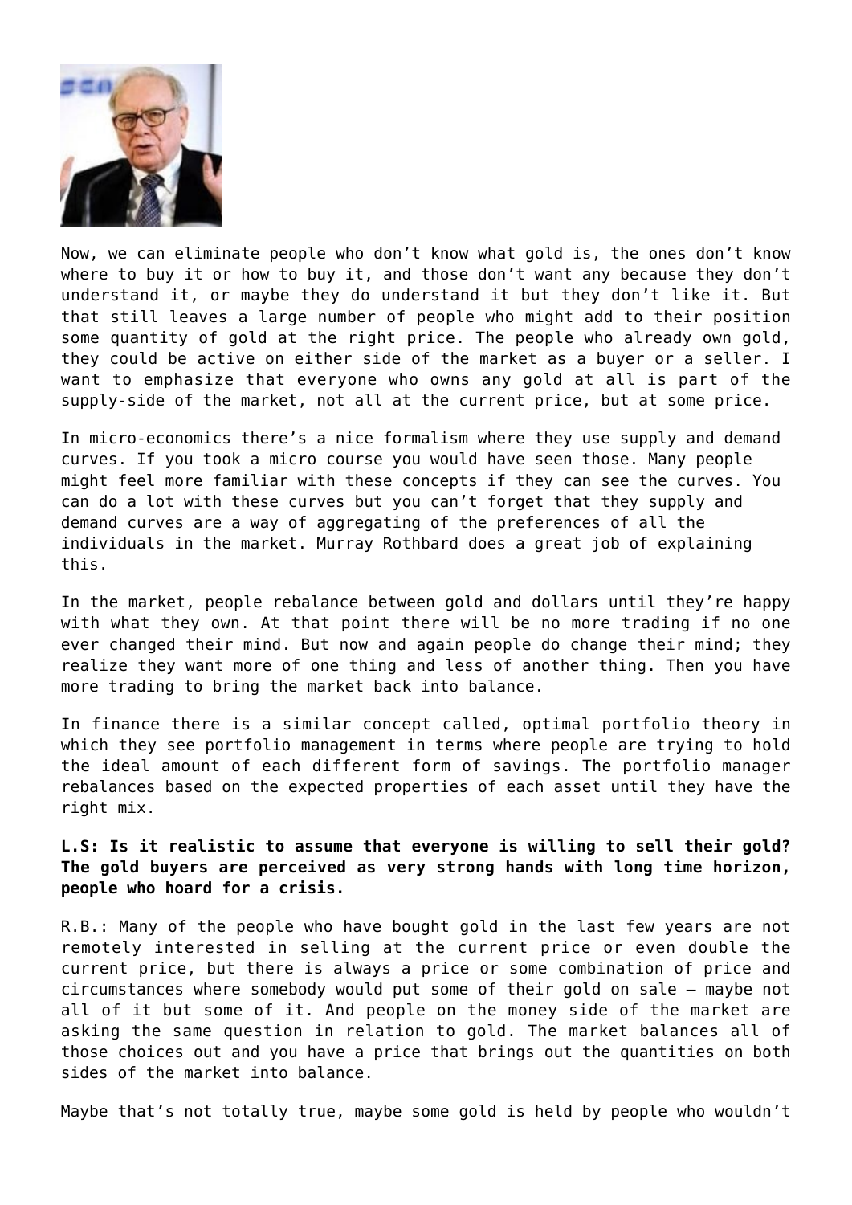Now, we can eliminate people who don't know what gold is, the ones don't know where to buy it or how to buy it, and those don't want any because they don't understand it, or maybe they do understand it but they don't like it. But that still leaves a large number of people who might add to their position some quantity of gold at the right price. The people who already own gold, they could be active on either side of the market as a buyer or a seller. I want to emphasize that everyone who owns any gold at all is part of the supply-side of the market, not all at the current price, but at some price.

In micro-economics there's a nice formalism where they use supply and demand curves. If you took a micro course you would have seen those. Many people might feel more familiar with these concepts if they can see the curves. You can do a lot with these curves but you can't forget that they supply and demand curves are a way of aggregating of the preferences of all the individuals in the market. Murray Rothbard does a great job of explaining this.

In the market, people rebalance between gold and dollars until they're happy with what they own. At that point there will be no more trading if no one ever changed their mind. But now and again people do change their mind; they realize they want more of one thing and less of another thing. Then you have more trading to bring the market back into balance.

In finance there is a similar concept called, optimal portfolio theory in which they see portfolio management in terms where people are trying to hold the ideal amount of each different form of savings. The portfolio manager rebalances based on the expected properties of each asset until they have the right mix.

**L.S: Is it realistic to assume that everyone is willing to sell their gold? The gold buyers are perceived as very strong hands with long time horizon, people who hoard for a crisis.**

R.B.: Many of the people who have bought gold in the last few years are not remotely interested in selling at the current price or even double the current price, but there is always a price or some combination of price and circumstances where somebody would put some of their gold on sale – maybe not all of it but some of it. And people on the money side of the market are asking the same question in relation to gold. The market balances all of those choices out and you have a price that brings out the quantities on both sides of the market into balance.

Maybe that's not totally true, maybe some gold is held by people who wouldn't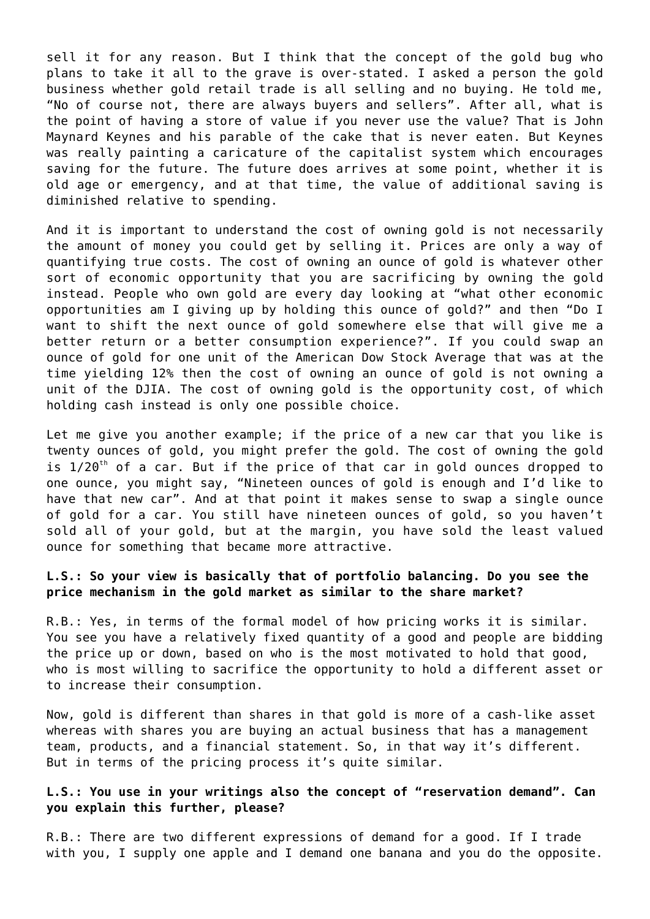sell it for any reason. But I think that the concept of the gold bug who plans to take it all to the grave is over-stated. I asked a person the gold business whether gold retail trade is all selling and no buying. He told me, “No of course not, there are always buyers and sellers”. After all, what is the point of having a store of value if you never use the value? That is John Maynard Keynes and his parable of the cake that is never eaten. But Keynes was really painting a caricature of the capitalist system which encourages saving for the future. The future does arrives at some point, whether it is old age or emergency, and at that time, the value of additional saving is diminished relative to spending.

And it is important to understand the cost of owning gold is not necessarily the amount of money you could get by selling it. Prices are only a way of quantifying true costs. The cost of owning an ounce of gold is whatever other sort of economic opportunity that you are sacrificing by owning the gold instead. People who own gold are every day looking at “what other economic opportunities am I giving up by holding this ounce of gold?” and then “Do I want to shift the next ounce of gold somewhere else that will give me a better return or a better consumption experience?”. If you could swap an ounce of gold for one unit of the American Dow Stock Average that was at the time yielding 12% then the cost of owning an ounce of gold is not owning a unit of the DJIA. The cost of owning gold is the opportunity cost, of which holding cash instead is only one possible choice.

Let me give you another example; if the price of a new car that you like is twenty ounces of gold, you might prefer the gold. The cost of owning the gold is $1/20^{th}$ of a car. But if the price of that car in gold ounces dropped to one ounce, you might say, “Nineteen ounces of gold is enough and I’d like to have that new car”. And at that point it makes sense to swap a single ounce of gold for a car. You still have nineteen ounces of gold, so you haven’t sold all of your gold, but at the margin, you have sold the least valued ounce for something that became more attractive.

**L.S.: So your view is basically that of portfolio balancing. Do you see the price mechanism in the gold market as similar to the share market?**

R.B.: Yes, in terms of the formal model of how pricing works it is similar. You see you have a relatively fixed quantity of a good and people are bidding the price up or down, based on who is the most motivated to hold that good, who is most willing to sacrifice the opportunity to hold a different asset or to increase their consumption.

Now, gold is different than shares in that gold is more of a cash-like asset whereas with shares you are buying an actual business that has a management team, products, and a financial statement. So, in that way it’s different. But in terms of the pricing process it’s quite similar.

**L.S.: You use in your writings also the concept of “reservation demand”. Can you explain this further, please?**

R.B.: There are two different expressions of demand for a good. If I trade with you, I supply one apple and I demand one banana and you do the opposite.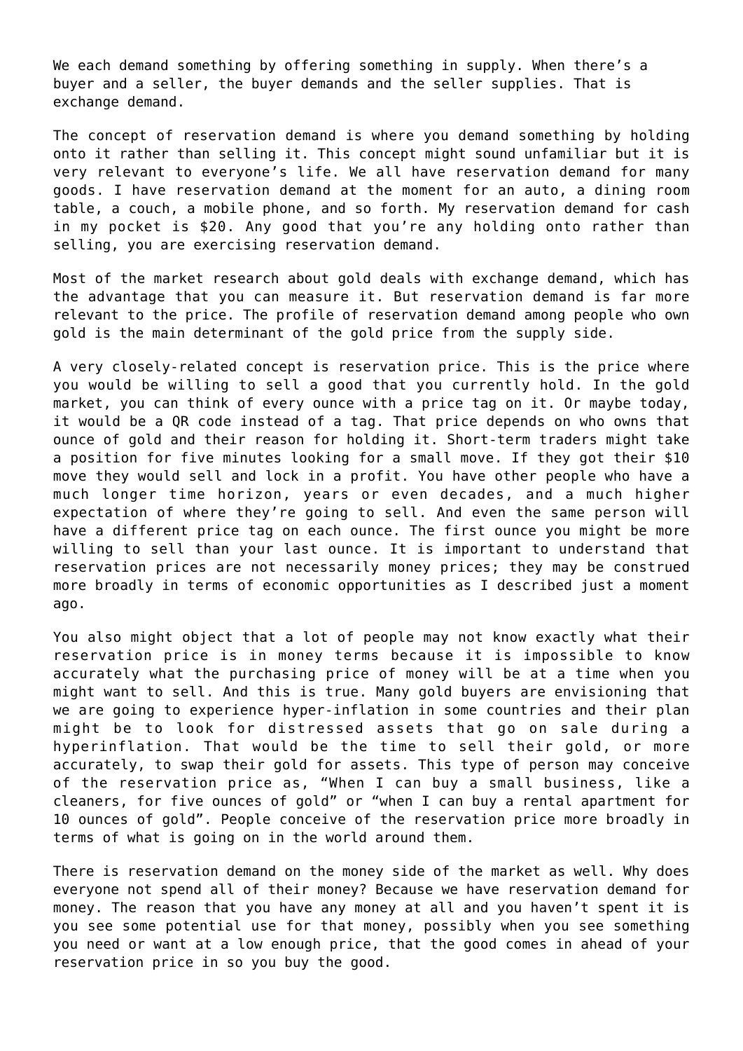We each demand something by offering something in supply. When there's a buyer and a seller, the buyer demands and the seller supplies. That is exchange demand.

The concept of reservation demand is where you demand something by holding onto it rather than selling it. This concept might sound unfamiliar but it is very relevant to everyone's life. We all have reservation demand for many goods. I have reservation demand at the moment for an auto, a dining room table, a couch, a mobile phone, and so forth. My reservation demand for cash in my pocket is $20. Any good that you're any holding onto rather than selling, you are exercising reservation demand.

Most of the market research about gold deals with exchange demand, which has the advantage that you can measure it. But reservation demand is far more relevant to the price. The profile of reservation demand among people who own gold is the main determinant of the gold price from the supply side.

A very closely-related concept is reservation price. This is the price where you would be willing to sell a good that you currently hold. In the gold market, you can think of every ounce with a price tag on it. Or maybe today, it would be a QR code instead of a tag. That price depends on who owns that ounce of gold and their reason for holding it. Short-term traders might take a position for five minutes looking for a small move. If they got their $10 move they would sell and lock in a profit. You have other people who have a much longer time horizon, years or even decades, and a much higher expectation of where they're going to sell. And even the same person will have a different price tag on each ounce. The first ounce you might be more willing to sell than your last ounce. It is important to understand that reservation prices are not necessarily money prices; they may be construed more broadly in terms of economic opportunities as I described just a moment ago.

You also might object that a lot of people may not know exactly what their reservation price is in money terms because it is impossible to know accurately what the purchasing price of money will be at a time when you might want to sell. And this is true. Many gold buyers are envisioning that we are going to experience hyper-inflation in some countries and their plan might be to look for distressed assets that go on sale during a hyperinflation. That would be the time to sell their gold, or more accurately, to swap their gold for assets. This type of person may conceive of the reservation price as, "When I can buy a small business, like a cleaners, for five ounces of gold" or "when I can buy a rental apartment for 10 ounces of gold". People conceive of the reservation price more broadly in terms of what is going on in the world around them.

There is reservation demand on the money side of the market as well. Why does everyone not spend all of their money? Because we have reservation demand for money. The reason that you have any money at all and you haven't spent it is you see some potential use for that money, possibly when you see something you need or want at a low enough price, that the good comes in ahead of your reservation price in so you buy the good.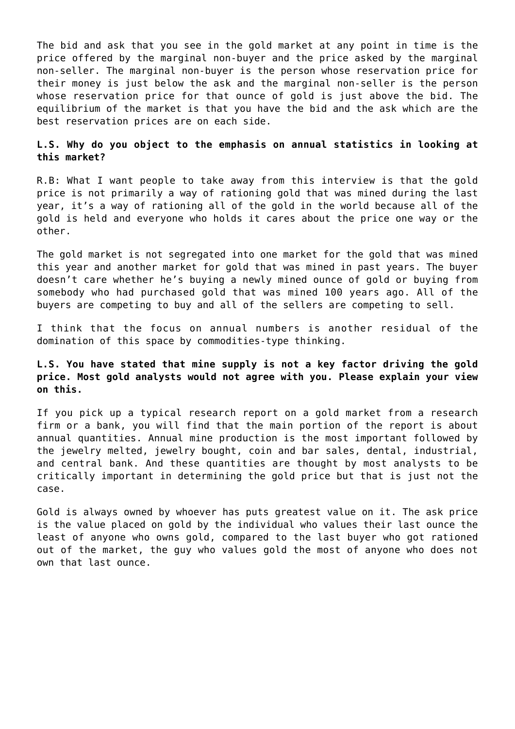The bid and ask that you see in the gold market at any point in time is the price offered by the marginal non-buyer and the price asked by the marginal non-seller. The marginal non-buyer is the person whose reservation price for their money is just below the ask and the marginal non-seller is the person whose reservation price for that ounce of gold is just above the bid. The equilibrium of the market is that you have the bid and the ask which are the best reservation prices are on each side.

**L.S. Why do you object to the emphasis on annual statistics in looking at this market?**

R.B: What I want people to take away from this interview is that the gold price is not primarily a way of rationing gold that was mined during the last year, it's a way of rationing all of the gold in the world because all of the gold is held and everyone who holds it cares about the price one way or the other.

The gold market is not segregated into one market for the gold that was mined this year and another market for gold that was mined in past years. The buyer doesn't care whether he's buying a newly mined ounce of gold or buying from somebody who had purchased gold that was mined 100 years ago. All of the buyers are competing to buy and all of the sellers are competing to sell.

I think that the focus on annual numbers is another residual of the domination of this space by commodities-type thinking.

**L.S. You have stated that mine supply is not a key factor driving the gold price. Most gold analysts would not agree with you. Please explain your view on this.**

If you pick up a typical research report on a gold market from a research firm or a bank, you will find that the main portion of the report is about annual quantities. Annual mine production is the most important followed by the jewelry melted, jewelry bought, coin and bar sales, dental, industrial, and central bank. And these quantities are thought by most analysts to be critically important in determining the gold price but that is just not the case.

Gold is always owned by whoever has puts greatest value on it. The ask price is the value placed on gold by the individual who values their last ounce the least of anyone who owns gold, compared to the last buyer who got rationed out of the market, the guy who values gold the most of anyone who does not own that last ounce.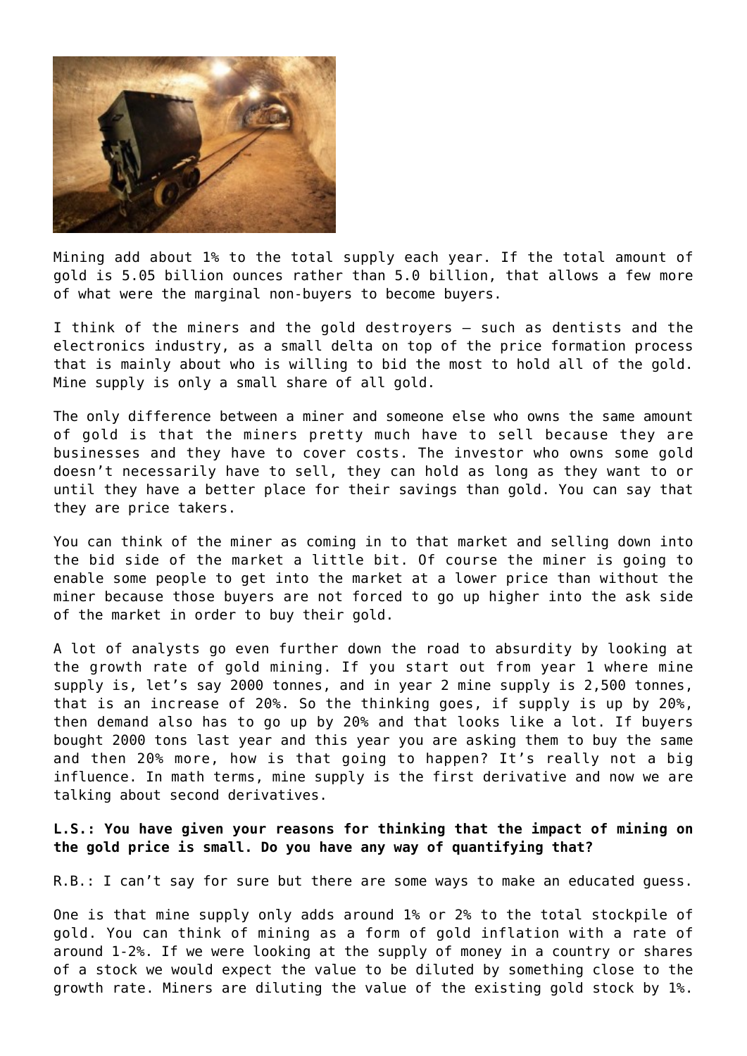Mining add about 1% to the total supply each year. If the total amount of gold is 5.05 billion ounces rather than 5.0 billion, that allows a few more of what were the marginal non-buyers to become buyers.

I think of the miners and the gold destroyers – such as dentists and the electronics industry, as a small delta on top of the price formation process that is mainly about who is willing to bid the most to hold all of the gold. Mine supply is only a small share of all gold.

The only difference between a miner and someone else who owns the same amount of gold is that the miners pretty much have to sell because they are businesses and they have to cover costs. The investor who owns some gold doesn't necessarily have to sell, they can hold as long as they want to or until they have a better place for their savings than gold. You can say that they are price takers.

You can think of the miner as coming in to that market and selling down into the bid side of the market a little bit. Of course the miner is going to enable some people to get into the market at a lower price than without the miner because those buyers are not forced to go up higher into the ask side of the market in order to buy their gold.

A lot of analysts go even further down the road to absurdity by looking at the growth rate of gold mining. If you start out from year 1 where mine supply is, let's say 2000 tonnes, and in year 2 mine supply is 2,500 tonnes, that is an increase of 20%. So the thinking goes, if supply is up by 20%, then demand also has to go up by 20% and that looks like a lot. If buyers bought 2000 tons last year and this year you are asking them to buy the same and then 20% more, how is that going to happen? It's really not a big influence. In math terms, mine supply is the first derivative and now we are talking about second derivatives.

**L.S.: You have given your reasons for thinking that the impact of mining on the gold price is small. Do you have any way of quantifying that?**

R.B.: I can't say for sure but there are some ways to make an educated guess.

One is that mine supply only adds around 1% or 2% to the total stockpile of gold. You can think of mining as a form of gold inflation with a rate of around 1-2%. If we were looking at the supply of money in a country or shares of a stock we would expect the value to be diluted by something close to the growth rate. Miners are diluting the value of the existing gold stock by 1%.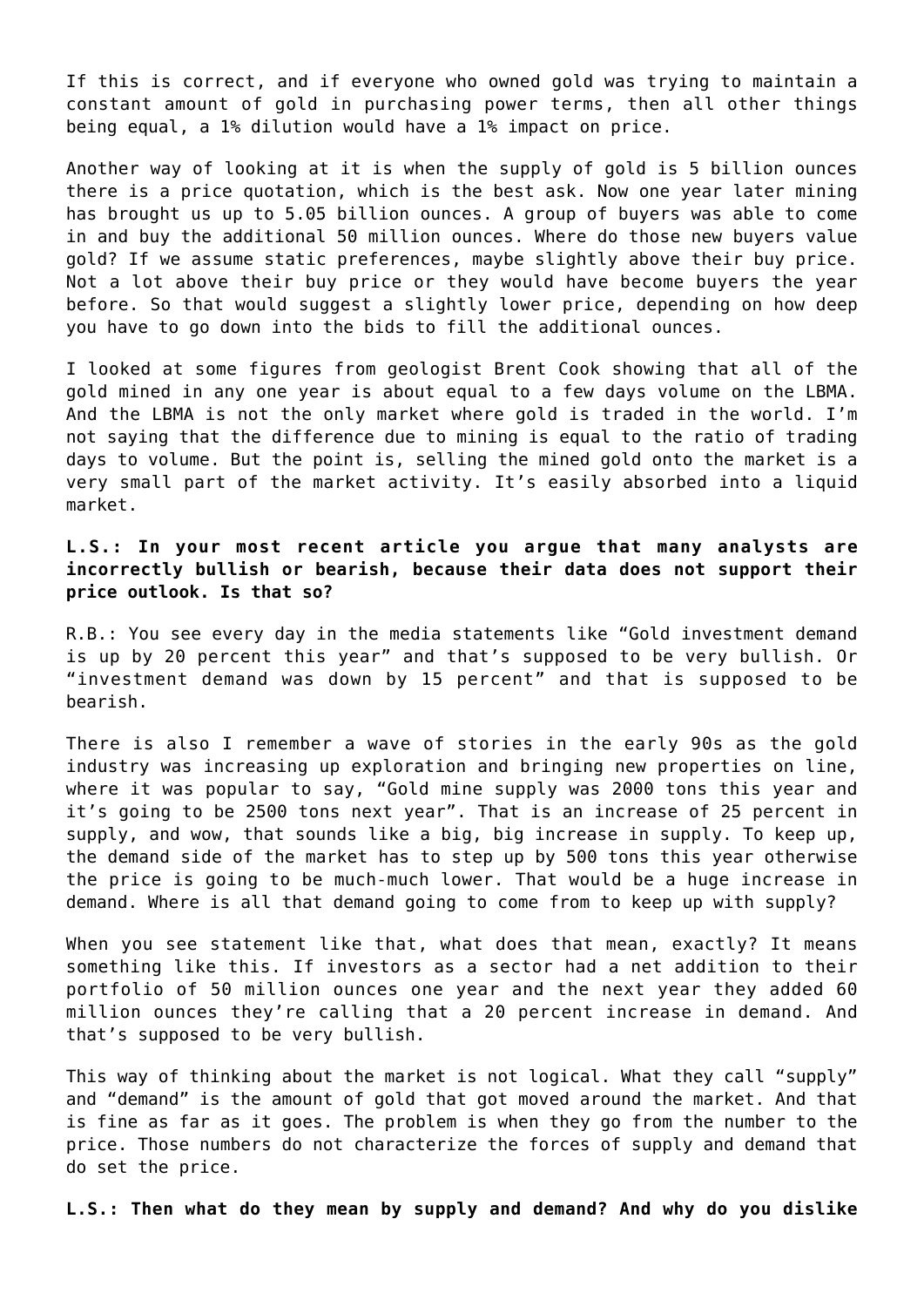If this is correct, and if everyone who owned gold was trying to maintain a constant amount of gold in purchasing power terms, then all other things being equal, a 1% dilution would have a 1% impact on price.

Another way of looking at it is when the supply of gold is 5 billion ounces there is a price quotation, which is the best ask. Now one year later mining has brought us up to 5.05 billion ounces. A group of buyers was able to come in and buy the additional 50 million ounces. Where do those new buyers value gold? If we assume static preferences, maybe slightly above their buy price. Not a lot above their buy price or they would have become buyers the year before. So that would suggest a slightly lower price, depending on how deep you have to go down into the bids to fill the additional ounces.

I looked at some figures from geologist Brent Cook showing that all of the gold mined in any one year is about equal to a few days volume on the LBMA. And the LBMA is not the only market where gold is traded in the world. I'm not saying that the difference due to mining is equal to the ratio of trading days to volume. But the point is, selling the mined gold onto the market is a very small part of the market activity. It's easily absorbed into a liquid market.

**L.S.: In your most recent article you argue that many analysts are incorrectly bullish or bearish, because their data does not support their price outlook. Is that so?**

R.B.: You see every day in the media statements like "Gold investment demand is up by 20 percent this year" and that's supposed to be very bullish. Or "investment demand was down by 15 percent" and that is supposed to be bearish.

There is also I remember a wave of stories in the early 90s as the gold industry was increasing up exploration and bringing new properties on line, where it was popular to say, "Gold mine supply was 2000 tons this year and it's going to be 2500 tons next year". That is an increase of 25 percent in supply, and wow, that sounds like a big, big increase in supply. To keep up, the demand side of the market has to step up by 500 tons this year otherwise the price is going to be much-much lower. That would be a huge increase in demand. Where is all that demand going to come from to keep up with supply?

When you see statement like that, what does that mean, exactly? It means something like this. If investors as a sector had a net addition to their portfolio of 50 million ounces one year and the next year they added 60 million ounces they're calling that a 20 percent increase in demand. And that's supposed to be very bullish.

This way of thinking about the market is not logical. What they call "supply" and "demand" is the amount of gold that got moved around the market. And that is fine as far as it goes. The problem is when they go from the number to the price. Those numbers do not characterize the forces of supply and demand that do set the price.

**L.S.: Then what do they mean by supply and demand? And why do you dislike**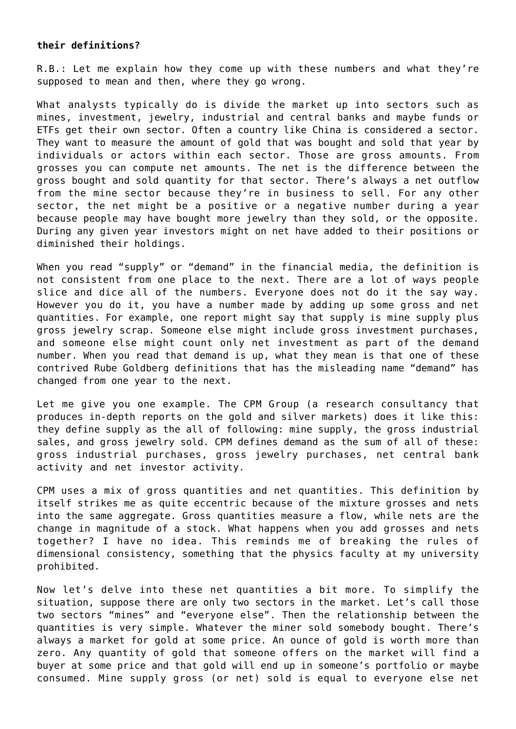**their definitions?**

R.B.: Let me explain how they come up with these numbers and what they're supposed to mean and then, where they go wrong.

What analysts typically do is divide the market up into sectors such as mines, investment, jewelry, industrial and central banks and maybe funds or ETFs get their own sector. Often a country like China is considered a sector. They want to measure the amount of gold that was bought and sold that year by individuals or actors within each sector. Those are gross amounts. From grosses you can compute net amounts. The net is the difference between the gross bought and sold quantity for that sector. There's always a net outflow from the mine sector because they're in business to sell. For any other sector, the net might be a positive or a negative number during a year because people may have bought more jewelry than they sold, or the opposite. During any given year investors might on net have added to their positions or diminished their holdings.

When you read "supply" or "demand" in the financial media, the definition is not consistent from one place to the next. There are a lot of ways people slice and dice all of the numbers. Everyone does not do it the say way. However you do it, you have a number made by adding up some gross and net quantities. For example, one report might say that supply is mine supply plus gross jewelry scrap. Someone else might include gross investment purchases, and someone else might count only net investment as part of the demand number. When you read that demand is up, what they mean is that one of these contrived Rube Goldberg definitions that has the misleading name "demand" has changed from one year to the next.

Let me give you one example. The CPM Group (a research consultancy that produces in-depth reports on the gold and silver markets) does it like this: they define supply as the all of following: mine supply, the gross industrial sales, and gross jewelry sold. CPM defines demand as the sum of all of these: gross industrial purchases, gross jewelry purchases, net central bank activity and net investor activity.

CPM uses a mix of gross quantities and net quantities. This definition by itself strikes me as quite eccentric because of the mixture grosses and nets into the same aggregate. Gross quantities measure a flow, while nets are the change in magnitude of a stock. What happens when you add grosses and nets together? I have no idea. This reminds me of breaking the rules of dimensional consistency, something that the physics faculty at my university prohibited.

Now let's delve into these net quantities a bit more. To simplify the situation, suppose there are only two sectors in the market. Let's call those two sectors "mines" and "everyone else". Then the relationship between the quantities is very simple. Whatever the miner sold somebody bought. There's always a market for gold at some price. An ounce of gold is worth more than zero. Any quantity of gold that someone offers on the market will find a buyer at some price and that gold will end up in someone's portfolio or maybe consumed. Mine supply gross (or net) sold is equal to everyone else net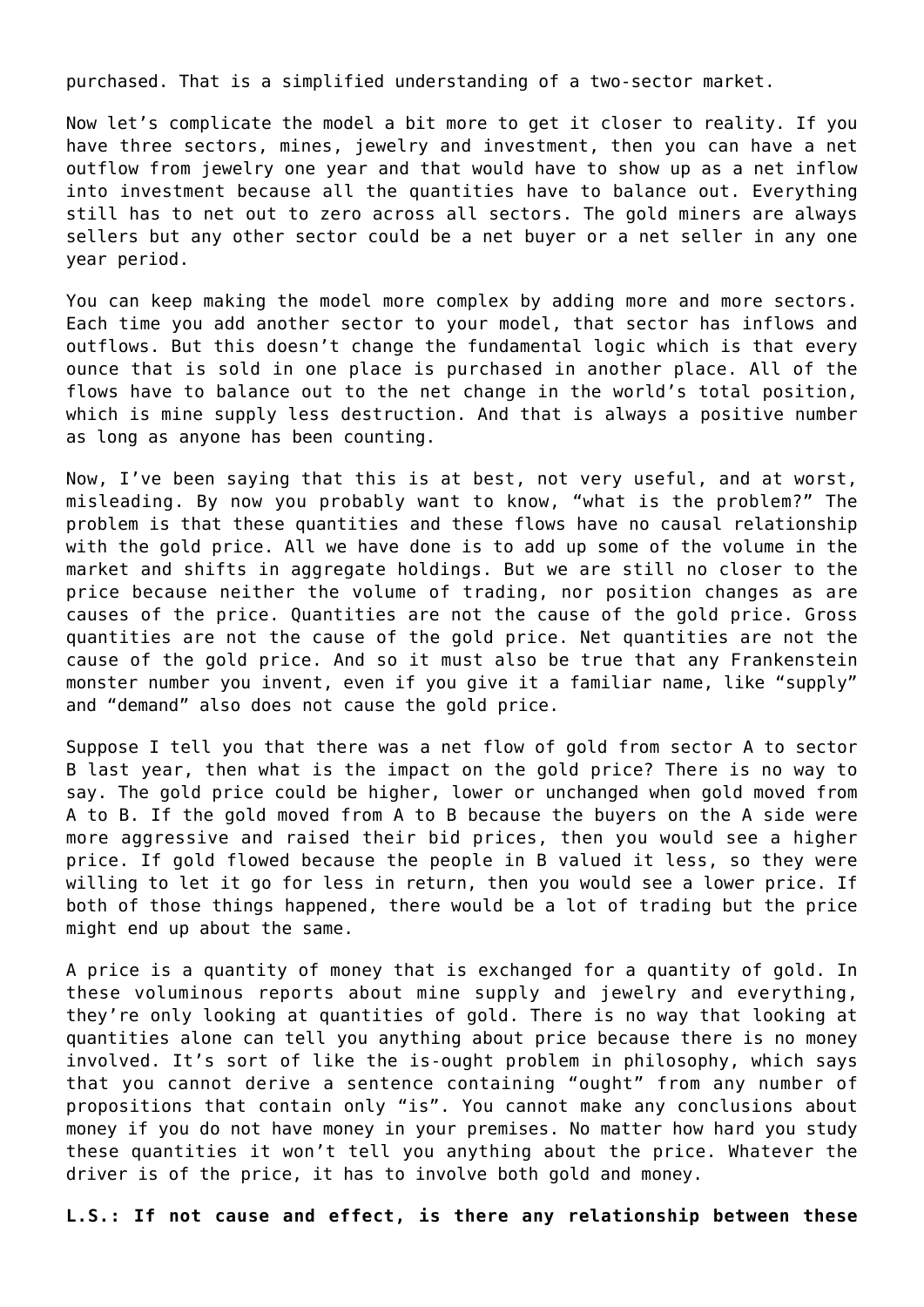purchased. That is a simplified understanding of a two-sector market.

Now let's complicate the model a bit more to get it closer to reality. If you have three sectors, mines, jewelry and investment, then you can have a net outflow from jewelry one year and that would have to show up as a net inflow into investment because all the quantities have to balance out. Everything still has to net out to zero across all sectors. The gold miners are always sellers but any other sector could be a net buyer or a net seller in any one year period.

You can keep making the model more complex by adding more and more sectors. Each time you add another sector to your model, that sector has inflows and outflows. But this doesn't change the fundamental logic which is that every ounce that is sold in one place is purchased in another place. All of the flows have to balance out to the net change in the world's total position, which is mine supply less destruction. And that is always a positive number as long as anyone has been counting.

Now, I've been saying that this is at best, not very useful, and at worst, misleading. By now you probably want to know, "what is the problem?" The problem is that these quantities and these flows have no causal relationship with the gold price. All we have done is to add up some of the volume in the market and shifts in aggregate holdings. But we are still no closer to the price because neither the volume of trading, nor position changes as are causes of the price. Quantities are not the cause of the gold price. Gross quantities are not the cause of the gold price. Net quantities are not the cause of the gold price. And so it must also be true that any Frankenstein monster number you invent, even if you give it a familiar name, like "supply" and "demand" also does not cause the gold price.

Suppose I tell you that there was a net flow of gold from sector A to sector B last year, then what is the impact on the gold price? There is no way to say. The gold price could be higher, lower or unchanged when gold moved from A to B. If the gold moved from A to B because the buyers on the A side were more aggressive and raised their bid prices, then you would see a higher price. If gold flowed because the people in B valued it less, so they were willing to let it go for less in return, then you would see a lower price. If both of those things happened, there would be a lot of trading but the price might end up about the same.

A price is a quantity of money that is exchanged for a quantity of gold. In these voluminous reports about mine supply and jewelry and everything, they're only looking at quantities of gold. There is no way that looking at quantities alone can tell you anything about price because there is no money involved. It's sort of like the is-ought problem in philosophy, which says that you cannot derive a sentence containing "ought" from any number of propositions that contain only "is". You cannot make any conclusions about money if you do not have money in your premises. No matter how hard you study these quantities it won't tell you anything about the price. Whatever the driver is of the price, it has to involve both gold and money.

**L.S.: If not cause and effect, is there any relationship between these**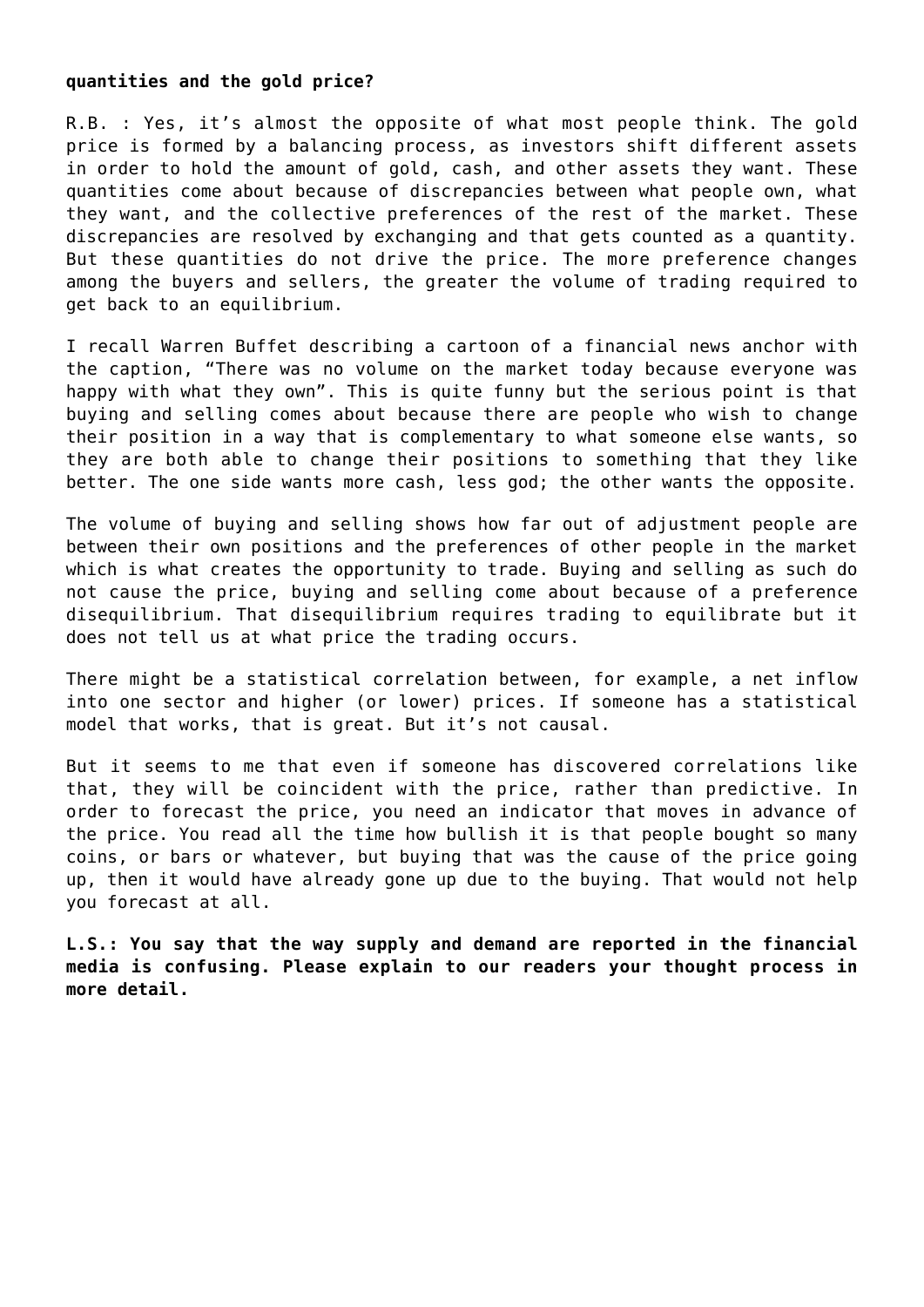**quantities and the gold price?**

R.B. : Yes, it's almost the opposite of what most people think. The gold price is formed by a balancing process, as investors shift different assets in order to hold the amount of gold, cash, and other assets they want. These quantities come about because of discrepancies between what people own, what they want, and the collective preferences of the rest of the market. These discrepancies are resolved by exchanging and that gets counted as a quantity. But these quantities do not drive the price. The more preference changes among the buyers and sellers, the greater the volume of trading required to get back to an equilibrium.

I recall Warren Buffet describing a cartoon of a financial news anchor with the caption, "There was no volume on the market today because everyone was happy with what they own". This is quite funny but the serious point is that buying and selling comes about because there are people who wish to change their position in a way that is complementary to what someone else wants, so they are both able to change their positions to something that they like better. The one side wants more cash, less god; the other wants the opposite.

The volume of buying and selling shows how far out of adjustment people are between their own positions and the preferences of other people in the market which is what creates the opportunity to trade. Buying and selling as such do not cause the price, buying and selling come about because of a preference disequilibrium. That disequilibrium requires trading to equilibrate but it does not tell us at what price the trading occurs.

There might be a statistical correlation between, for example, a net inflow into one sector and higher (or lower) prices. If someone has a statistical model that works, that is great. But it's not causal.

But it seems to me that even if someone has discovered correlations like that, they will be coincident with the price, rather than predictive. In order to forecast the price, you need an indicator that moves in advance of the price. You read all the time how bullish it is that people bought so many coins, or bars or whatever, but buying that was the cause of the price going up, then it would have already gone up due to the buying. That would not help you forecast at all.

**L.S.: You say that the way supply and demand are reported in the financial media is confusing. Please explain to our readers your thought process in more detail.**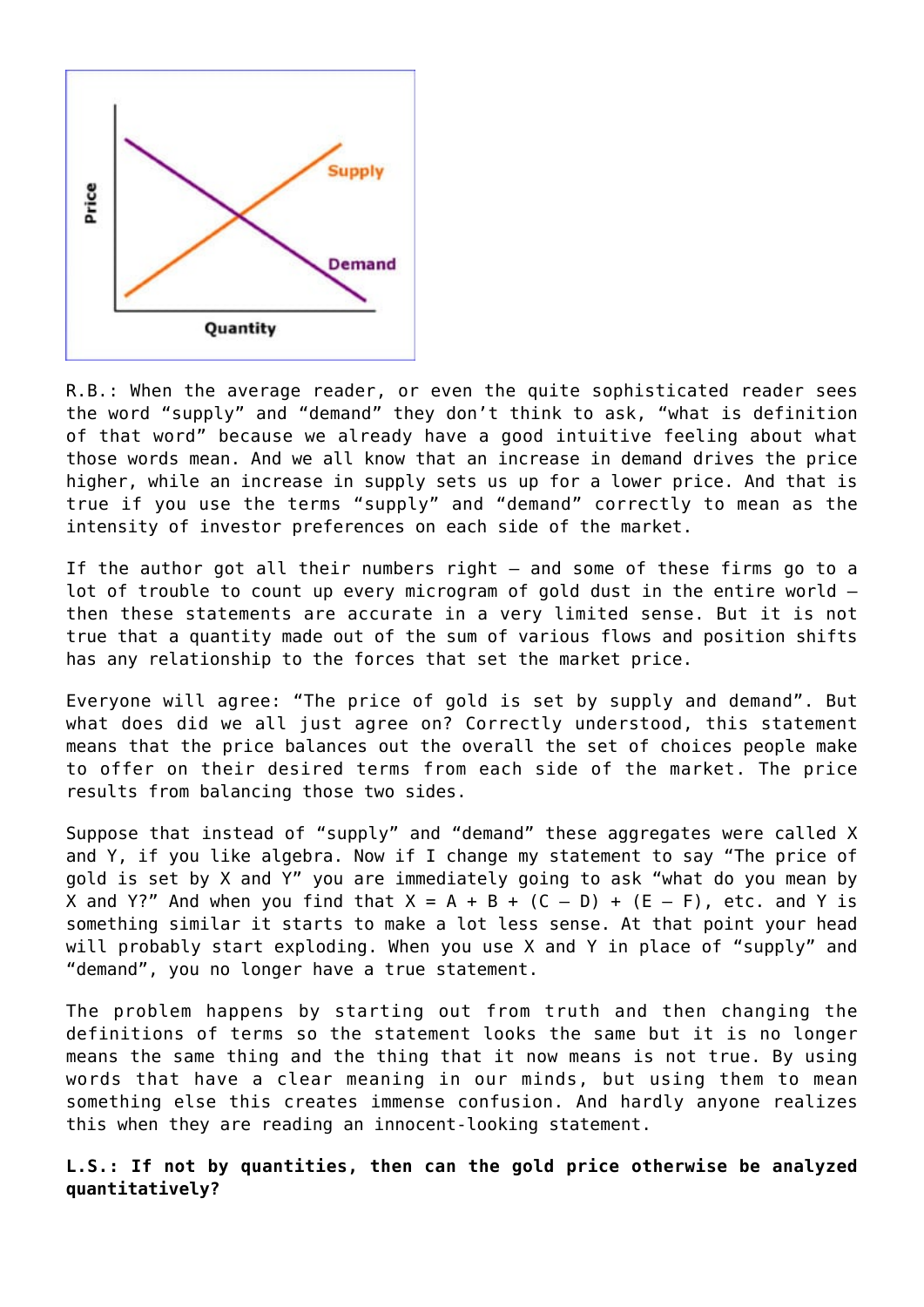R.B.: When the average reader, or even the quite sophisticated reader sees the word "supply" and "demand" they don't think to ask, "what is definition of that word" because we already have a good intuitive feeling about what those words mean. And we all know that an increase in demand drives the price higher, while an increase in supply sets us up for a lower price. And that is true if you use the terms "supply" and "demand" correctly to mean as the intensity of investor preferences on each side of the market.

If the author got all their numbers right – and some of these firms go to a lot of trouble to count up every microgram of gold dust in the entire world – then these statements are accurate in a very limited sense. But it is not true that a quantity made out of the sum of various flows and position shifts has any relationship to the forces that set the market price.

Everyone will agree: "The price of gold is set by supply and demand". But what does did we all just agree on? Correctly understood, this statement means that the price balances out the overall the set of choices people make to offer on their desired terms from each side of the market. The price results from balancing those two sides.

Suppose that instead of "supply" and "demand" these aggregates were called X and Y, if you like algebra. Now if I change my statement to say "The price of gold is set by X and Y" you are immediately going to ask "what do you mean by X and Y?" And when you find that $X = A + B + (C – D) + (E – F)$, etc. and Y is something similar it starts to make a lot less sense. At that point your head will probably start exploding. When you use X and Y in place of "supply" and "demand", you no longer have a true statement.

The problem happens by starting out from truth and then changing the definitions of terms so the statement looks the same but it is no longer means the same thing and the thing that it now means is not true. By using words that have a clear meaning in our minds, but using them to mean something else this creates immense confusion. And hardly anyone realizes this when they are reading an innocent-looking statement.

**L.S.: If not by quantities, then can the gold price otherwise be analyzed quantitatively?**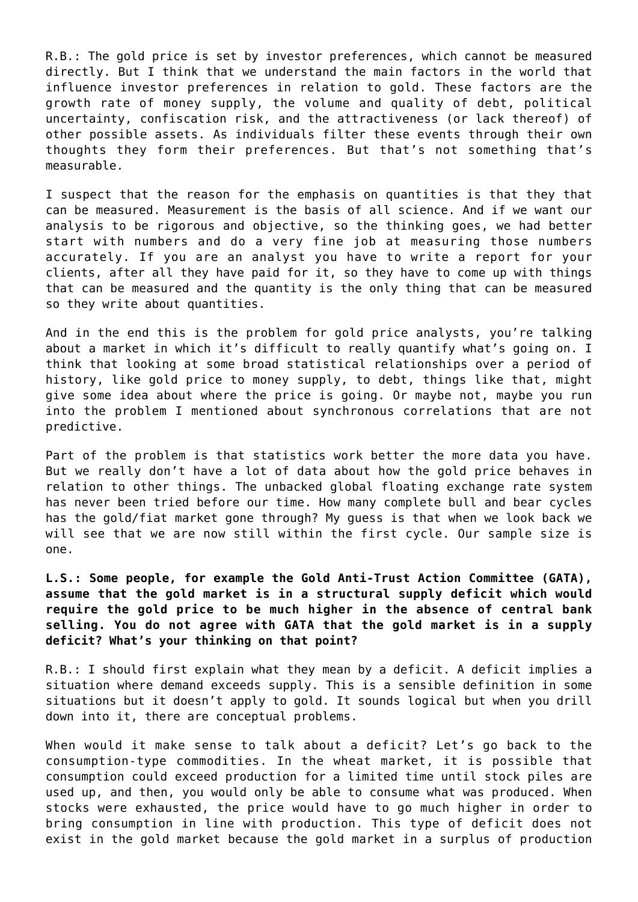R.B.: The gold price is set by investor preferences, which cannot be measured directly. But I think that we understand the main factors in the world that influence investor preferences in relation to gold. These factors are the growth rate of money supply, the volume and quality of debt, political uncertainty, confiscation risk, and the attractiveness (or lack thereof) of other possible assets. As individuals filter these events through their own thoughts they form their preferences. But that's not something that's measurable.

I suspect that the reason for the emphasis on quantities is that they that can be measured. Measurement is the basis of all science. And if we want our analysis to be rigorous and objective, so the thinking goes, we had better start with numbers and do a very fine job at measuring those numbers accurately. If you are an analyst you have to write a report for your clients, after all they have paid for it, so they have to come up with things that can be measured and the quantity is the only thing that can be measured so they write about quantities.

And in the end this is the problem for gold price analysts, you're talking about a market in which it's difficult to really quantify what's going on. I think that looking at some broad statistical relationships over a period of history, like gold price to money supply, to debt, things like that, might give some idea about where the price is going. Or maybe not, maybe you run into the problem I mentioned about synchronous correlations that are not predictive.

Part of the problem is that statistics work better the more data you have. But we really don't have a lot of data about how the gold price behaves in relation to other things. The unbacked global floating exchange rate system has never been tried before our time. How many complete bull and bear cycles has the gold/fiat market gone through? My guess is that when we look back we will see that we are now still within the first cycle. Our sample size is one.

**L.S.: Some people, for example the Gold Anti-Trust Action Committee (GATA), assume that the gold market is in a structural supply deficit which would require the gold price to be much higher in the absence of central bank selling. You do not agree with GATA that the gold market is in a supply deficit? What's your thinking on that point?**

R.B.: I should first explain what they mean by a deficit. A deficit implies a situation where demand exceeds supply. This is a sensible definition in some situations but it doesn't apply to gold. It sounds logical but when you drill down into it, there are conceptual problems.

When would it make sense to talk about a deficit? Let's go back to the consumption-type commodities. In the wheat market, it is possible that consumption could exceed production for a limited time until stock piles are used up, and then, you would only be able to consume what was produced. When stocks were exhausted, the price would have to go much higher in order to bring consumption in line with production. This type of deficit does not exist in the gold market because the gold market in a surplus of production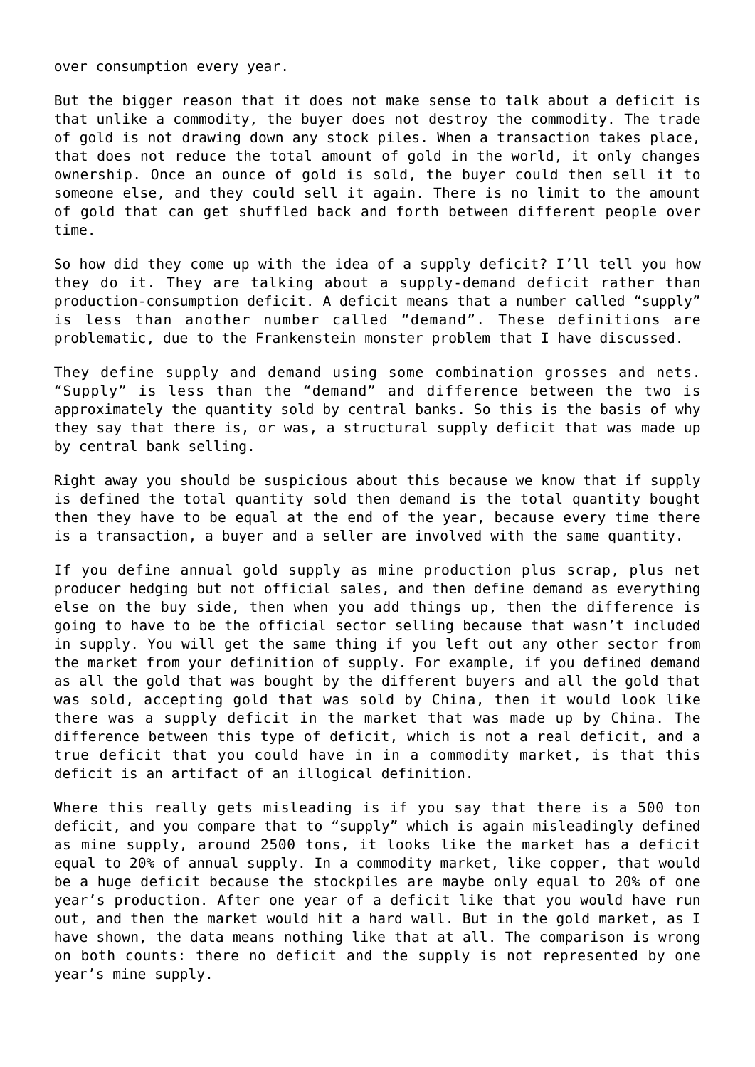over consumption every year.

But the bigger reason that it does not make sense to talk about a deficit is that unlike a commodity, the buyer does not destroy the commodity. The trade of gold is not drawing down any stock piles. When a transaction takes place, that does not reduce the total amount of gold in the world, it only changes ownership. Once an ounce of gold is sold, the buyer could then sell it to someone else, and they could sell it again. There is no limit to the amount of gold that can get shuffled back and forth between different people over time.

So how did they come up with the idea of a supply deficit? I'll tell you how they do it. They are talking about a supply-demand deficit rather than production-consumption deficit. A deficit means that a number called "supply" is less than another number called "demand". These definitions are problematic, due to the Frankenstein monster problem that I have discussed.

They define supply and demand using some combination grosses and nets. "Supply" is less than the "demand" and difference between the two is approximately the quantity sold by central banks. So this is the basis of why they say that there is, or was, a structural supply deficit that was made up by central bank selling.

Right away you should be suspicious about this because we know that if supply is defined the total quantity sold then demand is the total quantity bought then they have to be equal at the end of the year, because every time there is a transaction, a buyer and a seller are involved with the same quantity.

If you define annual gold supply as mine production plus scrap, plus net producer hedging but not official sales, and then define demand as everything else on the buy side, then when you add things up, then the difference is going to have to be the official sector selling because that wasn't included in supply. You will get the same thing if you left out any other sector from the market from your definition of supply. For example, if you defined demand as all the gold that was bought by the different buyers and all the gold that was sold, accepting gold that was sold by China, then it would look like there was a supply deficit in the market that was made up by China. The difference between this type of deficit, which is not a real deficit, and a true deficit that you could have in in a commodity market, is that this deficit is an artifact of an illogical definition.

Where this really gets misleading is if you say that there is a 500 ton deficit, and you compare that to "supply" which is again misleadingly defined as mine supply, around 2500 tons, it looks like the market has a deficit equal to 20% of annual supply. In a commodity market, like copper, that would be a huge deficit because the stockpiles are maybe only equal to 20% of one year's production. After one year of a deficit like that you would have run out, and then the market would hit a hard wall. But in the gold market, as I have shown, the data means nothing like that at all. The comparison is wrong on both counts: there no deficit and the supply is not represented by one year's mine supply.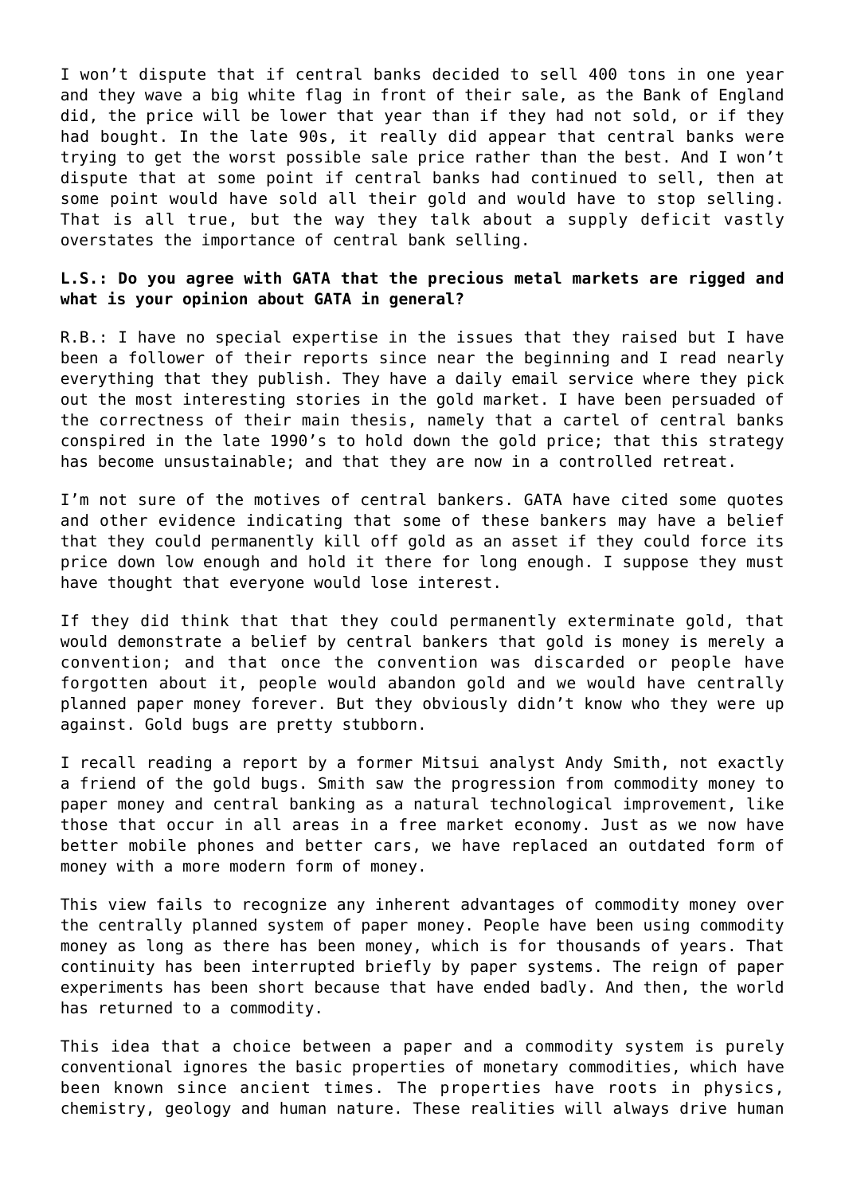I won't dispute that if central banks decided to sell 400 tons in one year and they wave a big white flag in front of their sale, as the Bank of England did, the price will be lower that year than if they had not sold, or if they had bought. In the late 90s, it really did appear that central banks were trying to get the worst possible sale price rather than the best. And I won't dispute that at some point if central banks had continued to sell, then at some point would have sold all their gold and would have to stop selling. That is all true, but the way they talk about a supply deficit vastly overstates the importance of central bank selling.

**L.S.: Do you agree with GATA that the precious metal markets are rigged and what is your opinion about GATA in general?**

R.B.: I have no special expertise in the issues that they raised but I have been a follower of their reports since near the beginning and I read nearly everything that they publish. They have a daily email service where they pick out the most interesting stories in the gold market. I have been persuaded of the correctness of their main thesis, namely that a cartel of central banks conspired in the late 1990's to hold down the gold price; that this strategy has become unsustainable; and that they are now in a controlled retreat.

I'm not sure of the motives of central bankers. GATA have cited some quotes and other evidence indicating that some of these bankers may have a belief that they could permanently kill off gold as an asset if they could force its price down low enough and hold it there for long enough. I suppose they must have thought that everyone would lose interest.

If they did think that that they could permanently exterminate gold, that would demonstrate a belief by central bankers that gold is money is merely a convention; and that once the convention was discarded or people have forgotten about it, people would abandon gold and we would have centrally planned paper money forever. But they obviously didn't know who they were up against. Gold bugs are pretty stubborn.

I recall reading a report by a former Mitsui analyst Andy Smith, not exactly a friend of the gold bugs. Smith saw the progression from commodity money to paper money and central banking as a natural technological improvement, like those that occur in all areas in a free market economy. Just as we now have better mobile phones and better cars, we have replaced an outdated form of money with a more modern form of money.

This view fails to recognize any inherent advantages of commodity money over the centrally planned system of paper money. People have been using commodity money as long as there has been money, which is for thousands of years. That continuity has been interrupted briefly by paper systems. The reign of paper experiments has been short because that have ended badly. And then, the world has returned to a commodity.

This idea that a choice between a paper and a commodity system is purely conventional ignores the basic properties of monetary commodities, which have been known since ancient times. The properties have roots in physics, chemistry, geology and human nature. These realities will always drive human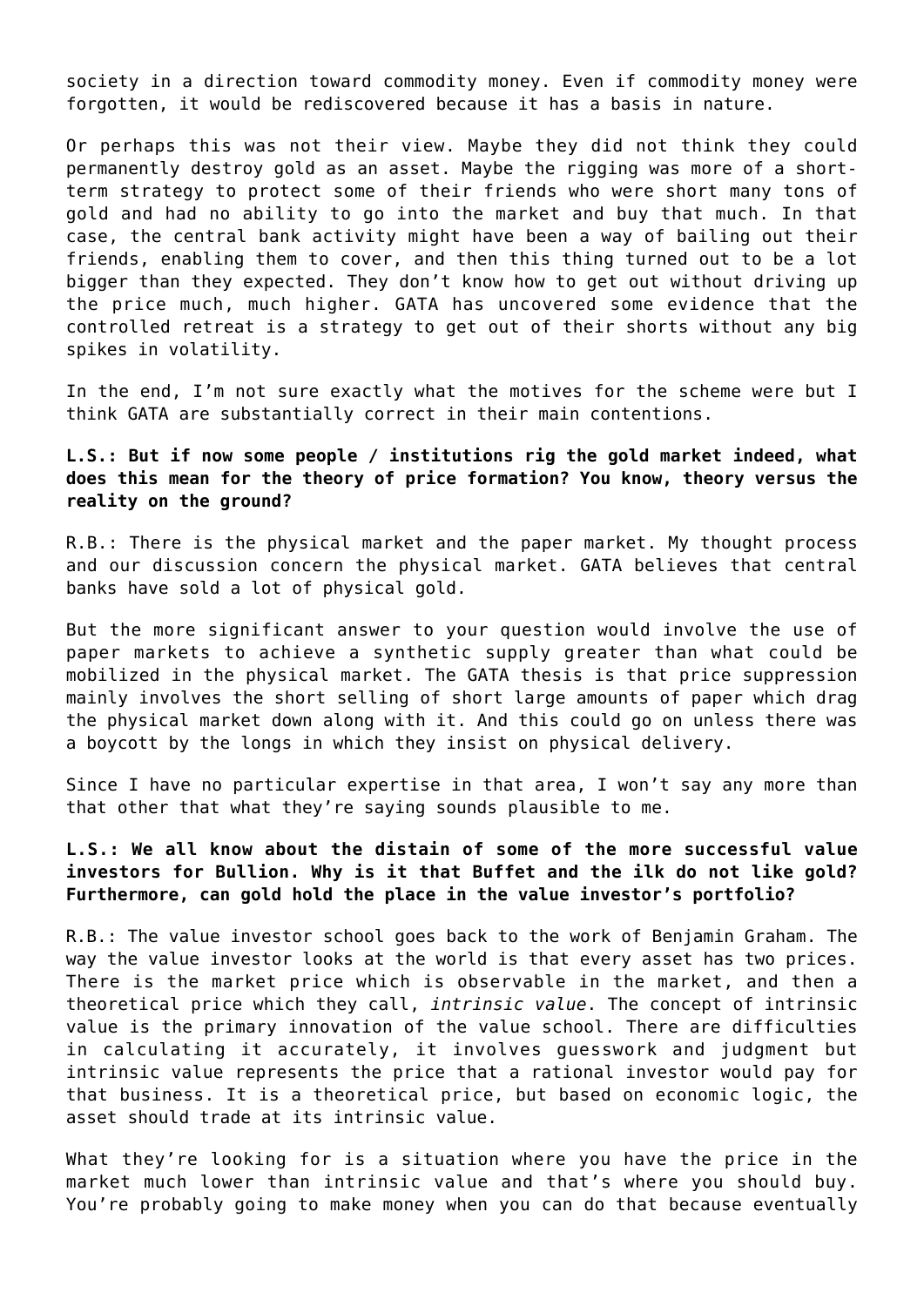society in a direction toward commodity money. Even if commodity money were forgotten, it would be rediscovered because it has a basis in nature.

Or perhaps this was not their view. Maybe they did not think they could permanently destroy gold as an asset. Maybe the rigging was more of a short-term strategy to protect some of their friends who were short many tons of gold and had no ability to go into the market and buy that much. In that case, the central bank activity might have been a way of bailing out their friends, enabling them to cover, and then this thing turned out to be a lot bigger than they expected. They don't know how to get out without driving up the price much, much higher. GATA has uncovered some evidence that the controlled retreat is a strategy to get out of their shorts without any big spikes in volatility.

In the end, I'm not sure exactly what the motives for the scheme were but I think GATA are substantially correct in their main contentions.

**L.S.: But if now some people / institutions rig the gold market indeed, what does this mean for the theory of price formation? You know, theory versus the reality on the ground?**

R.B.: There is the physical market and the paper market. My thought process and our discussion concern the physical market. GATA believes that central banks have sold a lot of physical gold.

But the more significant answer to your question would involve the use of paper markets to achieve a synthetic supply greater than what could be mobilized in the physical market. The GATA thesis is that price suppression mainly involves the short selling of short large amounts of paper which drag the physical market down along with it. And this could go on unless there was a boycott by the longs in which they insist on physical delivery.

Since I have no particular expertise in that area, I won't say any more than that other that what they're saying sounds plausible to me.

**L.S.: We all know about the distain of some of the more successful value investors for Bullion. Why is it that Buffet and the ilk do not like gold? Furthermore, can gold hold the place in the value investor's portfolio?**

R.B.: The value investor school goes back to the work of Benjamin Graham. The way the value investor looks at the world is that every asset has two prices. There is the market price which is observable in the market, and then a theoretical price which they call, *intrinsic value*. The concept of intrinsic value is the primary innovation of the value school. There are difficulties in calculating it accurately, it involves guesswork and judgment but intrinsic value represents the price that a rational investor would pay for that business. It is a theoretical price, but based on economic logic, the asset should trade at its intrinsic value.

What they're looking for is a situation where you have the price in the market much lower than intrinsic value and that's where you should buy. You're probably going to make money when you can do that because eventually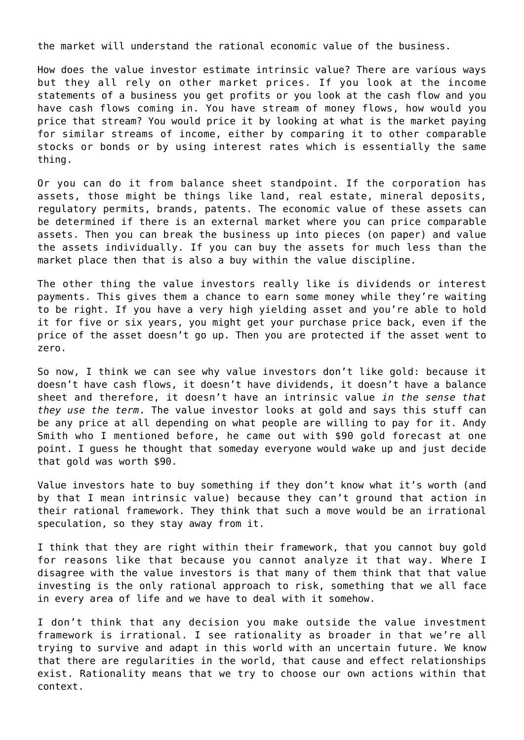the market will understand the rational economic value of the business.

How does the value investor estimate intrinsic value? There are various ways but they all rely on other market prices. If you look at the income statements of a business you get profits or you look at the cash flow and you have cash flows coming in. You have stream of money flows, how would you price that stream? You would price it by looking at what is the market paying for similar streams of income, either by comparing it to other comparable stocks or bonds or by using interest rates which is essentially the same thing.

Or you can do it from balance sheet standpoint. If the corporation has assets, those might be things like land, real estate, mineral deposits, regulatory permits, brands, patents. The economic value of these assets can be determined if there is an external market where you can price comparable assets. Then you can break the business up into pieces (on paper) and value the assets individually. If you can buy the assets for much less than the market place then that is also a buy within the value discipline.

The other thing the value investors really like is dividends or interest payments. This gives them a chance to earn some money while they're waiting to be right. If you have a very high yielding asset and you're able to hold it for five or six years, you might get your purchase price back, even if the price of the asset doesn't go up. Then you are protected if the asset went to zero.

So now, I think we can see why value investors don't like gold: because it doesn't have cash flows, it doesn't have dividends, it doesn't have a balance sheet and therefore, it doesn't have an intrinsic value *in the sense that they use the term*. The value investor looks at gold and says this stuff can be any price at all depending on what people are willing to pay for it. Andy Smith who I mentioned before, he came out with $90 gold forecast at one point. I guess he thought that someday everyone would wake up and just decide that gold was worth $90.

Value investors hate to buy something if they don't know what it's worth (and by that I mean intrinsic value) because they can't ground that action in their rational framework. They think that such a move would be an irrational speculation, so they stay away from it.

I think that they are right within their framework, that you cannot buy gold for reasons like that because you cannot analyze it that way. Where I disagree with the value investors is that many of them think that that value investing is the only rational approach to risk, something that we all face in every area of life and we have to deal with it somehow.

I don't think that any decision you make outside the value investment framework is irrational. I see rationality as broader in that we're all trying to survive and adapt in this world with an uncertain future. We know that there are regularities in the world, that cause and effect relationships exist. Rationality means that we try to choose our own actions within that context.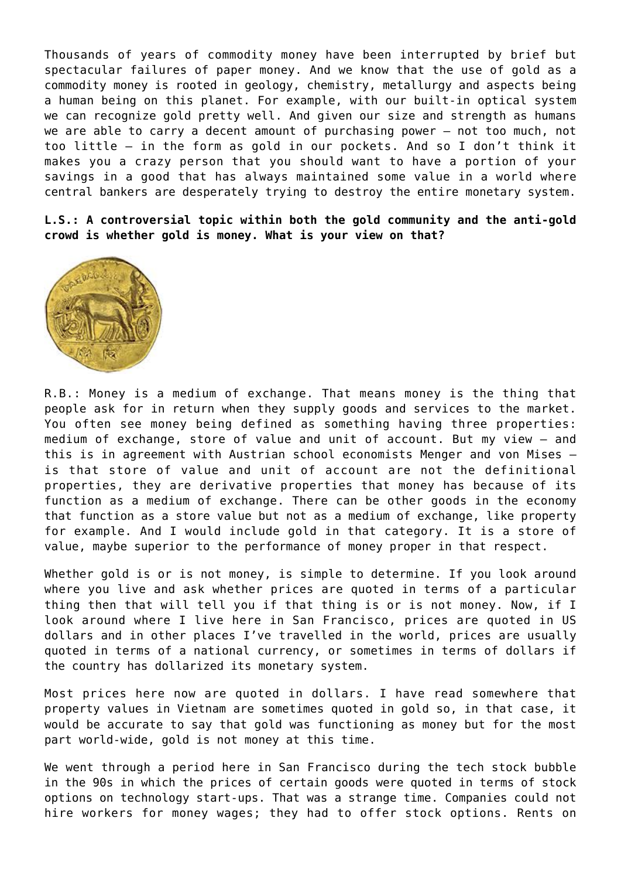Thousands of years of commodity money have been interrupted by brief but spectacular failures of paper money. And we know that the use of gold as a commodity money is rooted in geology, chemistry, metallurgy and aspects being a human being on this planet. For example, with our built-in optical system we can recognize gold pretty well. And given our size and strength as humans we are able to carry a decent amount of purchasing power – not too much, not too little – in the form as gold in our pockets. And so I don't think it makes you a crazy person that you should want to have a portion of your savings in a good that has always maintained some value in a world where central bankers are desperately trying to destroy the entire monetary system.

**L.S.: A controversial topic within both the gold community and the anti-gold crowd is whether gold is money. What is your view on that?**

R.B.: Money is a medium of exchange. That means money is the thing that people ask for in return when they supply goods and services to the market. You often see money being defined as something having three properties: medium of exchange, store of value and unit of account. But my view – and this is in agreement with Austrian school economists Menger and von Mises – is that store of value and unit of account are not the definitional properties, they are derivative properties that money has because of its function as a medium of exchange. There can be other goods in the economy that function as a store value but not as a medium of exchange, like property for example. And I would include gold in that category. It is a store of value, maybe superior to the performance of money proper in that respect.

Whether gold is or is not money, is simple to determine. If you look around where you live and ask whether prices are quoted in terms of a particular thing then that will tell you if that thing is or is not money. Now, if I look around where I live here in San Francisco, prices are quoted in US dollars and in other places I've travelled in the world, prices are usually quoted in terms of a national currency, or sometimes in terms of dollars if the country has dollarized its monetary system.

Most prices here now are quoted in dollars. I have read somewhere that property values in Vietnam are sometimes quoted in gold so, in that case, it would be accurate to say that gold was functioning as money but for the most part world-wide, gold is not money at this time.

We went through a period here in San Francisco during the tech stock bubble in the 90s in which the prices of certain goods were quoted in terms of stock options on technology start-ups. That was a strange time. Companies could not hire workers for money wages; they had to offer stock options. Rents on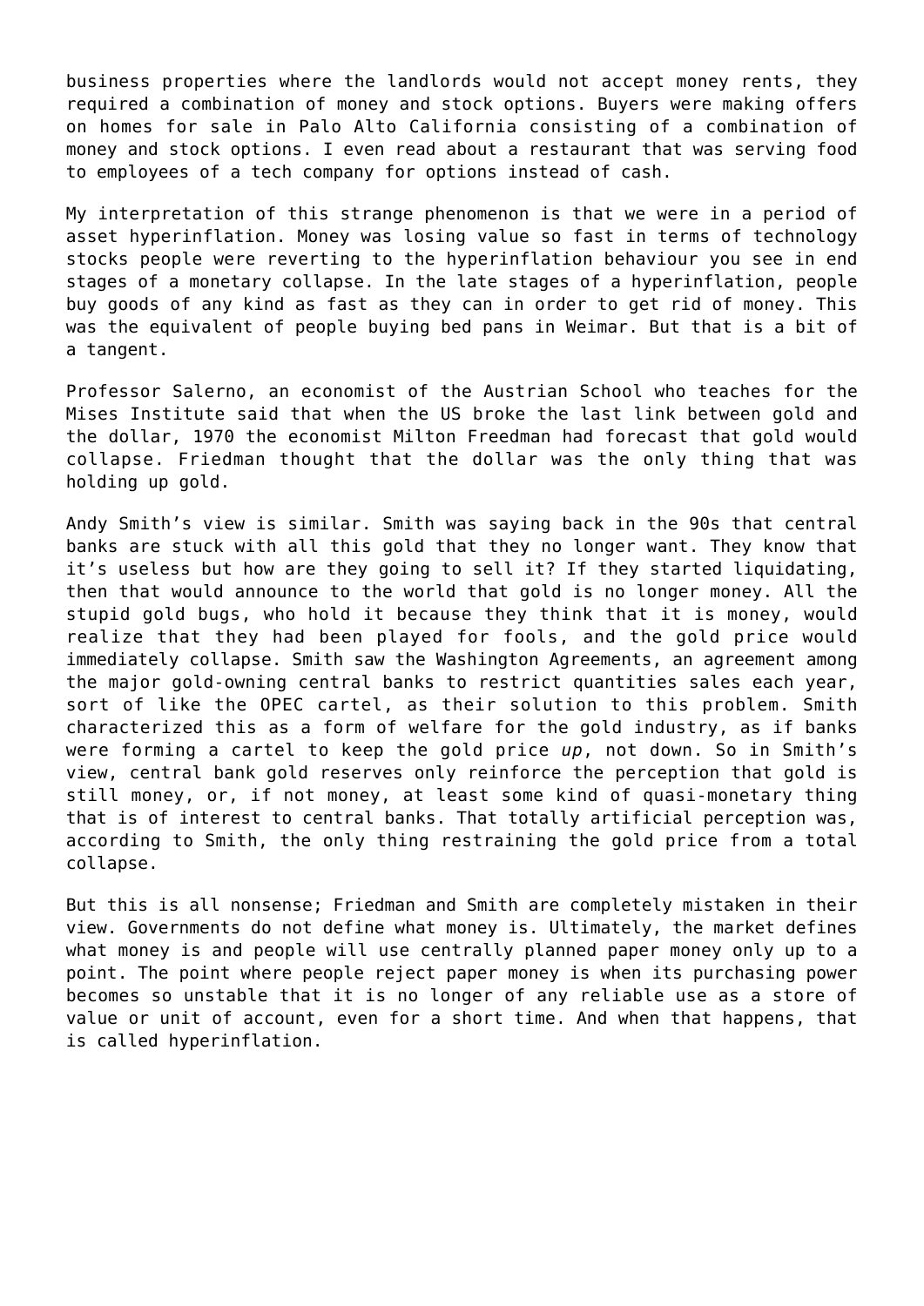business properties where the landlords would not accept money rents, they required a combination of money and stock options. Buyers were making offers on homes for sale in Palo Alto California consisting of a combination of money and stock options. I even read about a restaurant that was serving food to employees of a tech company for options instead of cash.

My interpretation of this strange phenomenon is that we were in a period of asset hyperinflation. Money was losing value so fast in terms of technology stocks people were reverting to the hyperinflation behaviour you see in end stages of a monetary collapse. In the late stages of a hyperinflation, people buy goods of any kind as fast as they can in order to get rid of money. This was the equivalent of people buying bed pans in Weimar. But that is a bit of a tangent.

Professor Salerno, an economist of the Austrian School who teaches for the Mises Institute said that when the US broke the last link between gold and the dollar, 1970 the economist Milton Freedman had forecast that gold would collapse. Friedman thought that the dollar was the only thing that was holding up gold.

Andy Smith's view is similar. Smith was saying back in the 90s that central banks are stuck with all this gold that they no longer want. They know that it's useless but how are they going to sell it? If they started liquidating, then that would announce to the world that gold is no longer money. All the stupid gold bugs, who hold it because they think that it is money, would realize that they had been played for fools, and the gold price would immediately collapse. Smith saw the Washington Agreements, an agreement among the major gold-owning central banks to restrict quantities sales each year, sort of like the OPEC cartel, as their solution to this problem. Smith characterized this as a form of welfare for the gold industry, as if banks were forming a cartel to keep the gold price *up*, not down. So in Smith's view, central bank gold reserves only reinforce the perception that gold is still money, or, if not money, at least some kind of quasi-monetary thing that is of interest to central banks. That totally artificial perception was, according to Smith, the only thing restraining the gold price from a total collapse.

But this is all nonsense; Friedman and Smith are completely mistaken in their view. Governments do not define what money is. Ultimately, the market defines what money is and people will use centrally planned paper money only up to a point. The point where people reject paper money is when its purchasing power becomes so unstable that it is no longer of any reliable use as a store of value or unit of account, even for a short time. And when that happens, that is called hyperinflation.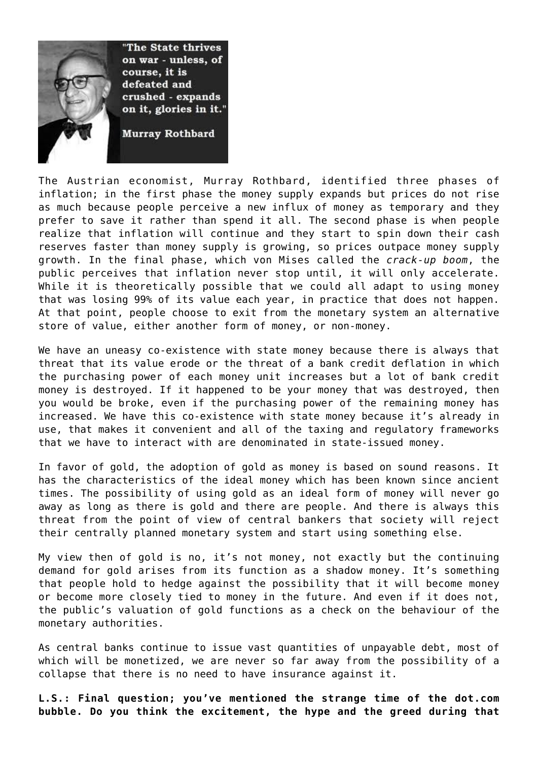The Austrian economist, Murray Rothbard, identified three phases of inflation; in the first phase the money supply expands but prices do not rise as much because people perceive a new influx of money as temporary and they prefer to save it rather than spend it all. The second phase is when people realize that inflation will continue and they start to spin down their cash reserves faster than money supply is growing, so prices outpace money supply growth. In the final phase, which von Mises called the *crack-up boom*, the public perceives that inflation never stop until, it will only accelerate. While it is theoretically possible that we could all adapt to using money that was losing 99% of its value each year, in practice that does not happen. At that point, people choose to exit from the monetary system an alternative store of value, either another form of money, or non-money.

We have an uneasy co-existence with state money because there is always that threat that its value erode or the threat of a bank credit deflation in which the purchasing power of each money unit increases but a lot of bank credit money is destroyed. If it happened to be your money that was destroyed, then you would be broke, even if the purchasing power of the remaining money has increased. We have this co-existence with state money because it's already in use, that makes it convenient and all of the taxing and regulatory frameworks that we have to interact with are denominated in state-issued money.

In favor of gold, the adoption of gold as money is based on sound reasons. It has the characteristics of the ideal money which has been known since ancient times. The possibility of using gold as an ideal form of money will never go away as long as there is gold and there are people. And there is always this threat from the point of view of central bankers that society will reject their centrally planned monetary system and start using something else.

My view then of gold is no, it's not money, not exactly but the continuing demand for gold arises from its function as a shadow money. It's something that people hold to hedge against the possibility that it will become money or become more closely tied to money in the future. And even if it does not, the public's valuation of gold functions as a check on the behaviour of the monetary authorities.

As central banks continue to issue vast quantities of unpayable debt, most of which will be monetized, we are never so far away from the possibility of a collapse that there is no need to have insurance against it.

**L.S.: Final question; you've mentioned the strange time of the dot.com bubble. Do you think the excitement, the hype and the greed during that**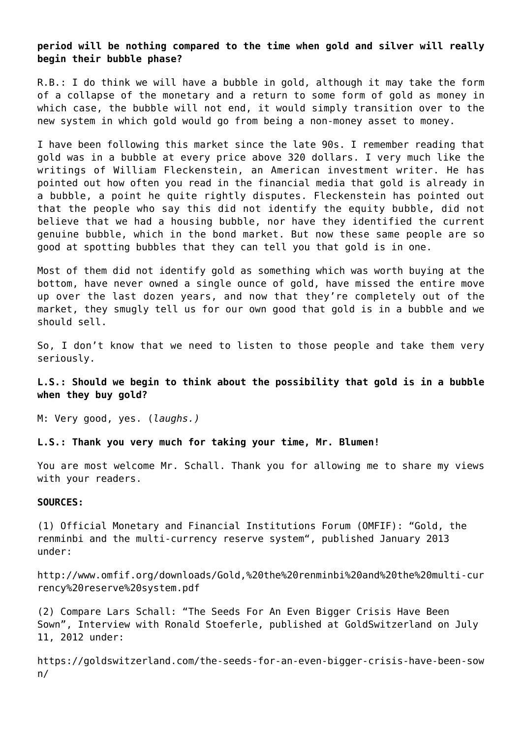**period will be nothing compared to the time when gold and silver will really begin their bubble phase?**

R.B.: I do think we will have a bubble in gold, although it may take the form of a collapse of the monetary and a return to some form of gold as money in which case, the bubble will not end, it would simply transition over to the new system in which gold would go from being a non-money asset to money.

I have been following this market since the late 90s. I remember reading that gold was in a bubble at every price above 320 dollars. I very much like the writings of William Fleckenstein, an American investment writer. He has pointed out how often you read in the financial media that gold is already in a bubble, a point he quite rightly disputes. Fleckenstein has pointed out that the people who say this did not identify the equity bubble, did not believe that we had a housing bubble, nor have they identified the current genuine bubble, which in the bond market. But now these same people are so good at spotting bubbles that they can tell you that gold is in one.

Most of them did not identify gold as something which was worth buying at the bottom, have never owned a single ounce of gold, have missed the entire move up over the last dozen years, and now that they're completely out of the market, they smugly tell us for our own good that gold is in a bubble and we should sell.

So, I don't know that we need to listen to those people and take them very seriously.

**L.S.: Should we begin to think about the possibility that gold is in a bubble when they buy gold?**

M: Very good, yes. (*laughs.*)

**L.S.: Thank you very much for taking your time, Mr. Blumen!**

You are most welcome Mr. Schall. Thank you for allowing me to share my views with your readers.

**SOURCES:**

(1) Official Monetary and Financial Institutions Forum (OMFIF): "Gold, the renminbi and the multi-currency reserve system", published January 2013 under:

http://www.omfif.org/downloads/Gold,%20the%20renminbi%20and%20the%20multi-currency%20reserve%20system.pdf

(2) Compare Lars Schall: "The Seeds For An Even Bigger Crisis Have Been Sown", Interview with Ronald Stoeferle, published at GoldSwitzerland on July 11, 2012 under:

https://goldswitzerland.com/the-seeds-for-an-even-bigger-crisis-have-been-sown/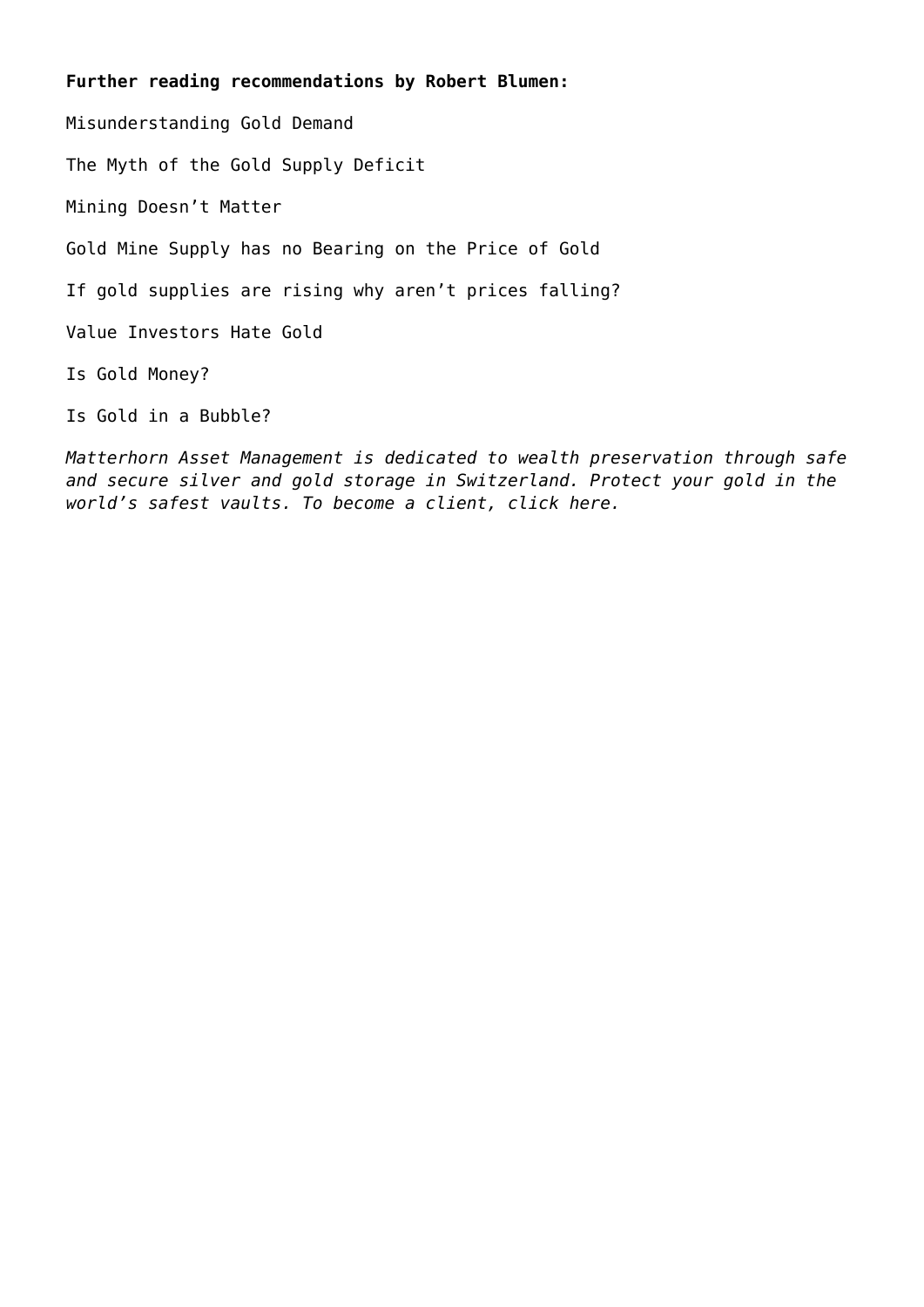**Further reading recommendations by Robert Blumen:**

Misunderstanding Gold Demand

The Myth of the Gold Supply Deficit

Mining Doesn’t Matter

Gold Mine Supply has no Bearing on the Price of Gold

If gold supplies are rising why aren’t prices falling?

Value Investors Hate Gold

Is Gold Money?

Is Gold in a Bubble?

*Matterhorn Asset Management is dedicated to wealth preservation through safe and secure silver and gold storage in Switzerland. Protect your gold in the world’s safest vaults. To become a client, click here.*